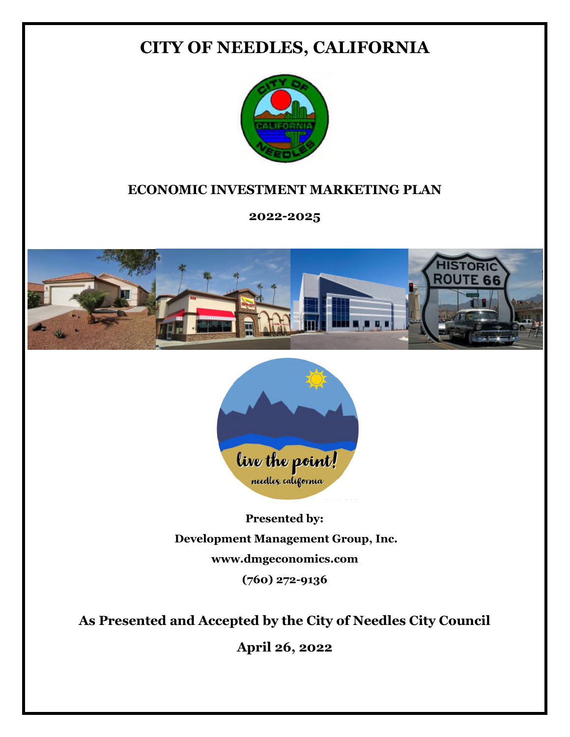# CITY OF NEEDLES, CALIFORNIA

## ECONOMIC INVESTMENT MARKETING PLAN

**2022-2025**

**Presented by:**

**Development Management Group, Inc.**

**www.dmgeconomics.com**

**(760) 272-9136**

**As Presented and Accepted by the City of Needles City Council**

**April 26, 2022**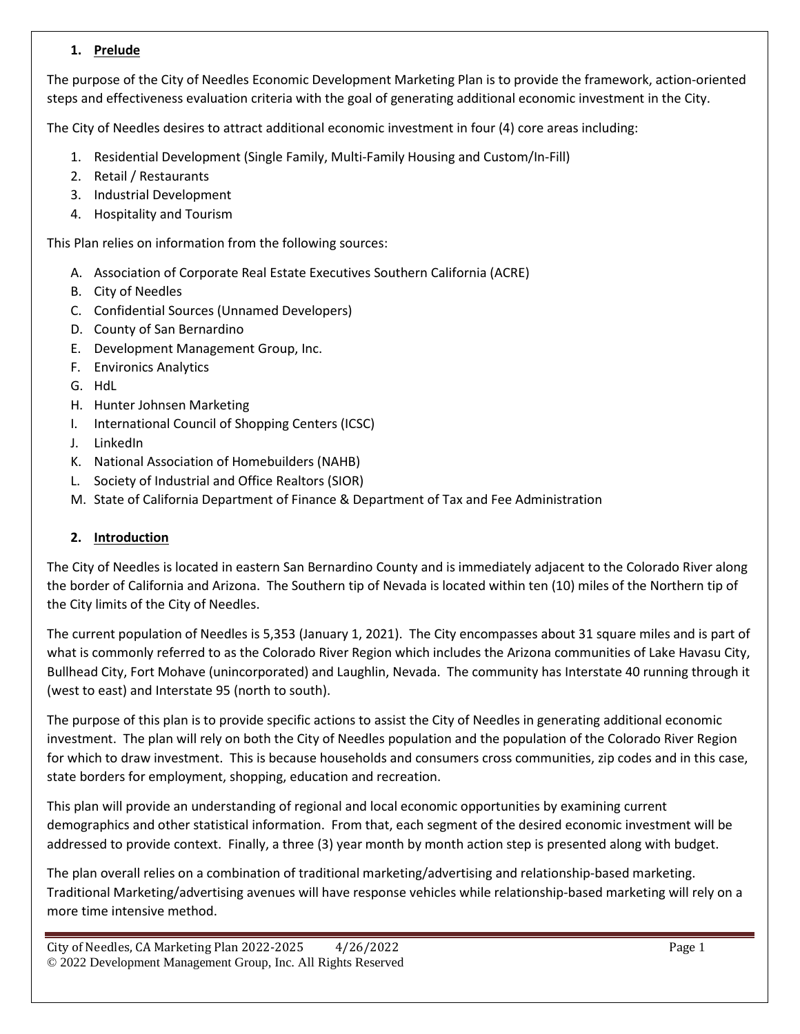## 1. Prelude

The purpose of the City of Needles Economic Development Marketing Plan is to provide the framework, action-oriented steps and effectiveness evaluation criteria with the goal of generating additional economic investment in the City.

The City of Needles desires to attract additional economic investment in four (4) core areas including:

1. Residential Development (Single Family, Multi-Family Housing and Custom/In-Fill)
2. Retail / Restaurants
3. Industrial Development
4. Hospitality and Tourism

This Plan relies on information from the following sources:

A. Association of Corporate Real Estate Executives Southern California (ACRE)
B. City of Needles
C. Confidential Sources (Unnamed Developers)
D. County of San Bernardino
E. Development Management Group, Inc.
F. Environics Analytics
G. HdL
H. Hunter Johnsen Marketing
I. International Council of Shopping Centers (ICSC)
J. LinkedIn
K. National Association of Homebuilders (NAHB)
L. Society of Industrial and Office Realtors (SIOR)
M. State of California Department of Finance & Department of Tax and Fee Administration

## 2. Introduction

The City of Needles is located in eastern San Bernardino County and is immediately adjacent to the Colorado River along the border of California and Arizona. The Southern tip of Nevada is located within ten (10) miles of the Northern tip of the City limits of the City of Needles.

The current population of Needles is 5,353 (January 1, 2021). The City encompasses about 31 square miles and is part of what is commonly referred to as the Colorado River Region which includes the Arizona communities of Lake Havasu City, Bullhead City, Fort Mohave (unincorporated) and Laughlin, Nevada. The community has Interstate 40 running through it (west to east) and Interstate 95 (north to south).

The purpose of this plan is to provide specific actions to assist the City of Needles in generating additional economic investment. The plan will rely on both the City of Needles population and the population of the Colorado River Region for which to draw investment. This is because households and consumers cross communities, zip codes and in this case, state borders for employment, shopping, education and recreation.

This plan will provide an understanding of regional and local economic opportunities by examining current demographics and other statistical information. From that, each segment of the desired economic investment will be addressed to provide context. Finally, a three (3) year month by month action step is presented along with budget.

The plan overall relies on a combination of traditional marketing/advertising and relationship-based marketing. Traditional Marketing/advertising avenues will have response vehicles while relationship-based marketing will rely on a more time intensive method.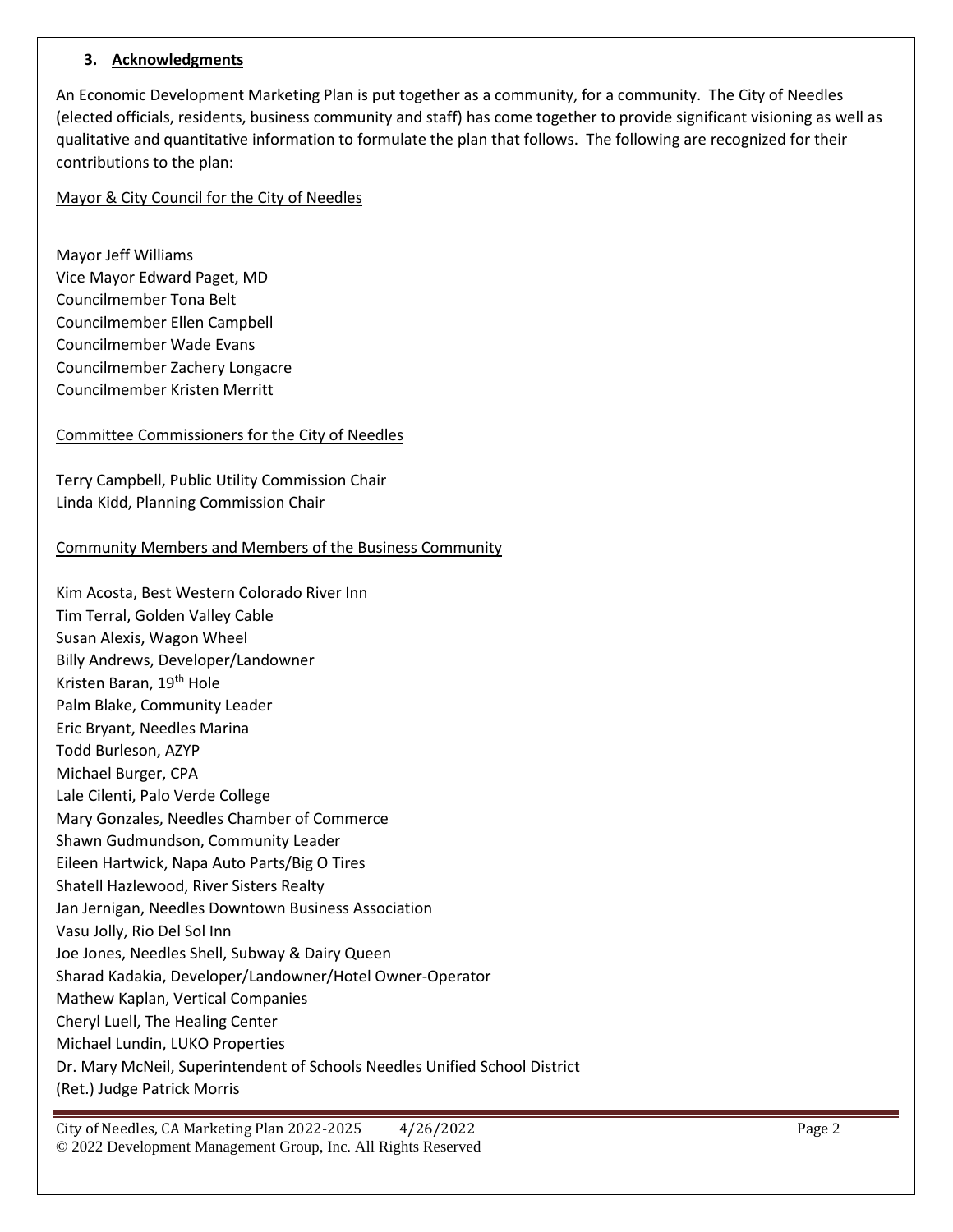### 3. Acknowledgments

An Economic Development Marketing Plan is put together as a community, for a community. The City of Needles (elected officials, residents, business community and staff) has come together to provide significant visioning as well as qualitative and quantitative information to formulate the plan that follows. The following are recognized for their contributions to the plan:

Mayor & City Council for the City of Needles

Mayor Jeff Williams
Vice Mayor Edward Paget, MD
Councilmember Tona Belt
Councilmember Ellen Campbell
Councilmember Wade Evans
Councilmember Zachery Longacre
Councilmember Kristen Merritt

Committee Commissioners for the City of Needles

Terry Campbell, Public Utility Commission Chair
Linda Kidd, Planning Commission Chair

Community Members and Members of the Business Community

Kim Acosta, Best Western Colorado River Inn
Tim Terral, Golden Valley Cable
Susan Alexis, Wagon Wheel
Billy Andrews, Developer/Landowner
Kristen Baran, 19th Hole
Palm Blake, Community Leader
Eric Bryant, Needles Marina
Todd Burleson, AZYP
Michael Burger, CPA
Lale Cilenti, Palo Verde College
Mary Gonzales, Needles Chamber of Commerce
Shawn Gudmundson, Community Leader
Eileen Hartwick, Napa Auto Parts/Big O Tires
Shatell Hazlewood, River Sisters Realty
Jan Jernigan, Needles Downtown Business Association
Vasu Jolly, Rio Del Sol Inn
Joe Jones, Needles Shell, Subway & Dairy Queen
Sharad Kadakia, Developer/Landowner/Hotel Owner-Operator
Mathew Kaplan, Vertical Companies
Cheryl Luell, The Healing Center
Michael Lundin, LUKO Properties
Dr. Mary McNeil, Superintendent of Schools Needles Unified School District
(Ret.) Judge Patrick Morris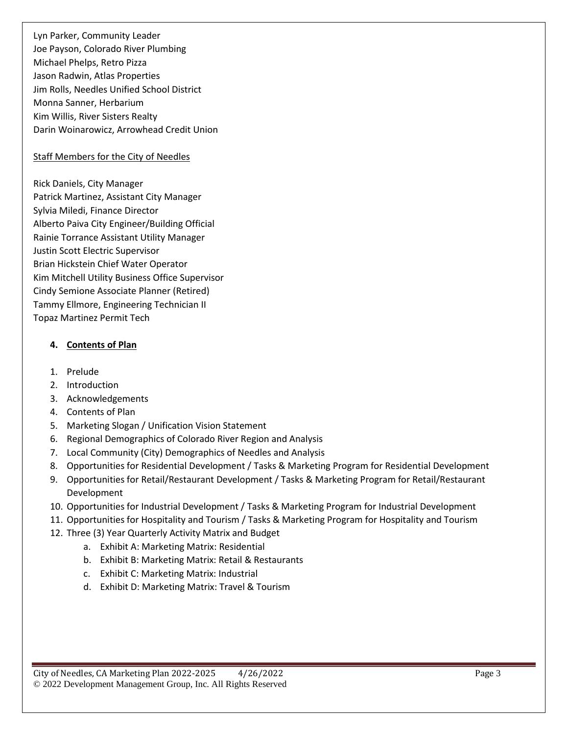Lyn Parker, Community Leader
Joe Payson, Colorado River Plumbing
Michael Phelps, Retro Pizza
Jason Radwin, Atlas Properties
Jim Rolls, Needles Unified School District
Monna Sanner, Herbarium
Kim Willis, River Sisters Realty
Darin Woinarowicz, Arrowhead Credit Union

Staff Members for the City of Needles

Rick Daniels, City Manager
Patrick Martinez, Assistant City Manager
Sylvia Miledi, Finance Director
Alberto Paiva City Engineer/Building Official
Rainie Torrance Assistant Utility Manager
Justin Scott Electric Supervisor
Brian Hickstein Chief Water Operator
Kim Mitchell Utility Business Office Supervisor
Cindy Semione Associate Planner (Retired)
Tammy Ellmore, Engineering Technician II
Topaz Martinez Permit Tech

## 4. Contents of Plan

1. Prelude
2. Introduction
3. Acknowledgements
4. Contents of Plan
5. Marketing Slogan / Unification Vision Statement
6. Regional Demographics of Colorado River Region and Analysis
7. Local Community (City) Demographics of Needles and Analysis
8. Opportunities for Residential Development / Tasks & Marketing Program for Residential Development
9. Opportunities for Retail/Restaurant Development / Tasks & Marketing Program for Retail/Restaurant Development
10. Opportunities for Industrial Development / Tasks & Marketing Program for Industrial Development
11. Opportunities for Hospitality and Tourism / Tasks & Marketing Program for Hospitality and Tourism
12. Three (3) Year Quarterly Activity Matrix and Budget
    a. Exhibit A: Marketing Matrix: Residential
    b. Exhibit B: Marketing Matrix: Retail & Restaurants
    c. Exhibit C: Marketing Matrix: Industrial
    d. Exhibit D: Marketing Matrix: Travel & Tourism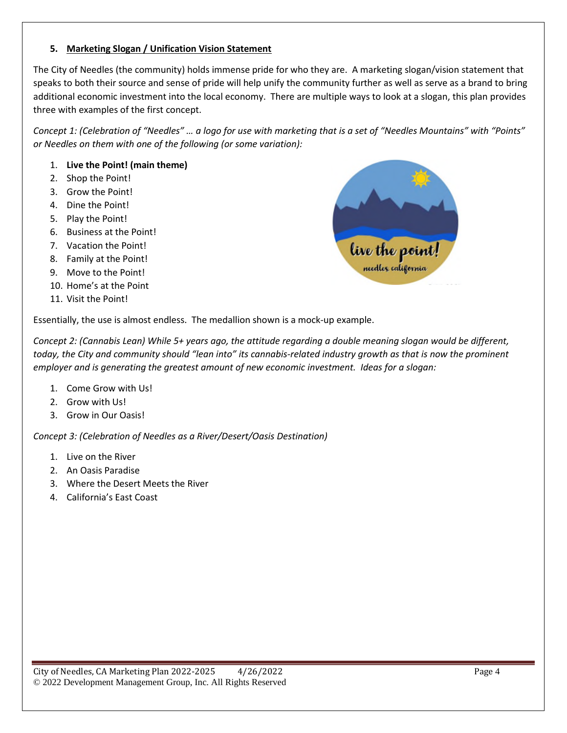## 5. Marketing Slogan / Unification Vision Statement

The City of Needles (the community) holds immense pride for who they are. A marketing slogan/vision statement that speaks to both their source and sense of pride will help unify the community further as well as serve as a brand to bring additional economic investment into the local economy. There are multiple ways to look at a slogan, this plan provides three with examples of the first concept.

*Concept 1: (Celebration of "Needles" … a logo for use with marketing that is a set of "Needles Mountains" with "Points" or Needles on them with one of the following (or some variation):*

1. **Live the Point! (main theme)**
2. Shop the Point!
3. Grow the Point!
4. Dine the Point!
5. Play the Point!
6. Business at the Point!
7. Vacation the Point!
8. Family at the Point!
9. Move to the Point!
10. Home's at the Point
11. Visit the Point!

Essentially, the use is almost endless. The medallion shown is a mock-up example.

*Concept 2: (Cannabis Lean) While 5+ years ago, the attitude regarding a double meaning slogan would be different, today, the City and community should "lean into" its cannabis-related industry growth as that is now the prominent employer and is generating the greatest amount of new economic investment. Ideas for a slogan:*

1. Come Grow with Us!
2. Grow with Us!
3. Grow in Our Oasis!

*Concept 3: (Celebration of Needles as a River/Desert/Oasis Destination)*

1. Live on the River
2. An Oasis Paradise
3. Where the Desert Meets the River
4. California's East Coast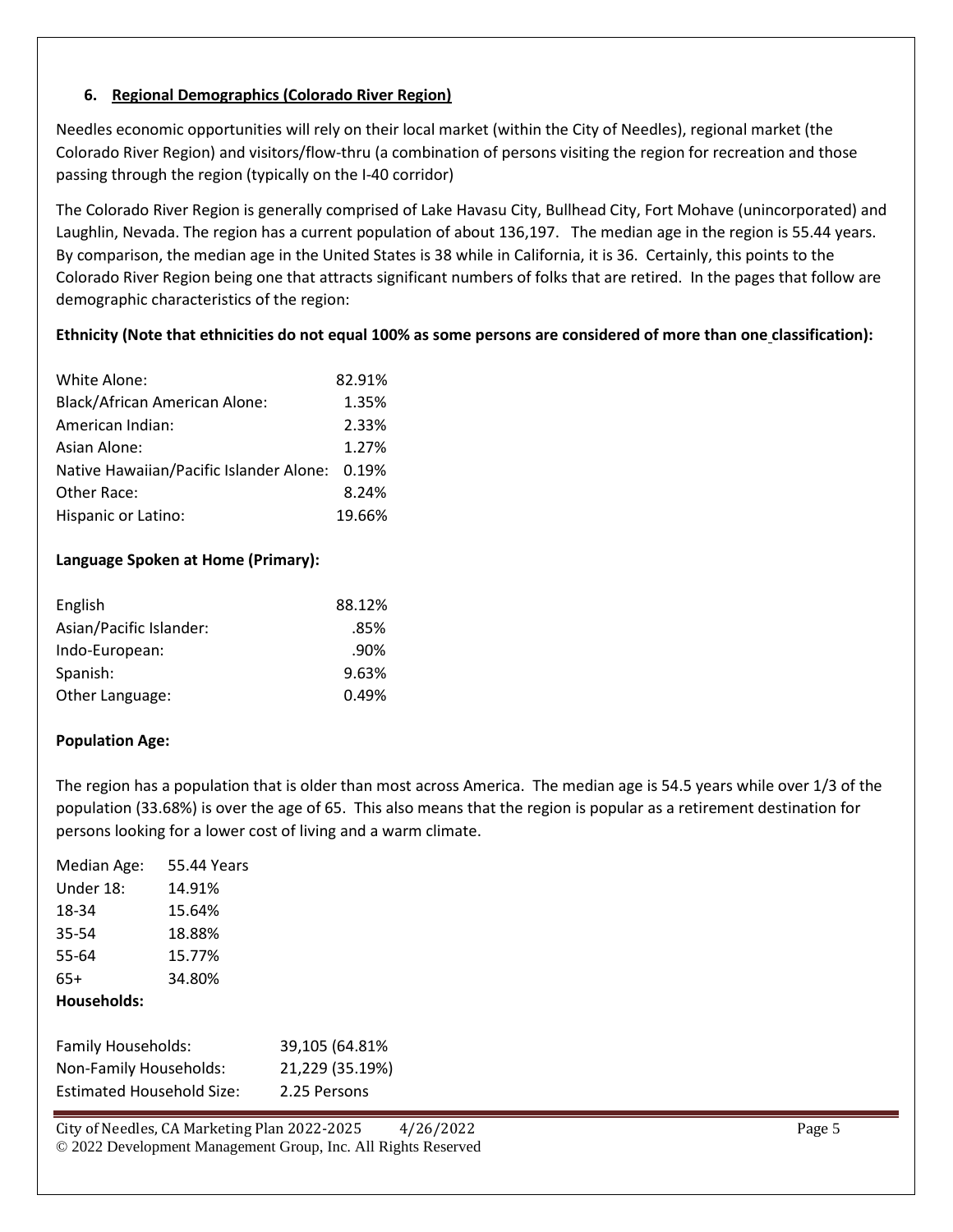### 6. Regional Demographics (Colorado River Region)

Needles economic opportunities will rely on their local market (within the City of Needles), regional market (the Colorado River Region) and visitors/flow-thru (a combination of persons visiting the region for recreation and those passing through the region (typically on the I-40 corridor)

The Colorado River Region is generally comprised of Lake Havasu City, Bullhead City, Fort Mohave (unincorporated) and Laughlin, Nevada. The region has a current population of about 136,197. The median age in the region is 55.44 years. By comparison, the median age in the United States is 38 while in California, it is 36. Certainly, this points to the Colorado River Region being one that attracts significant numbers of folks that are retired. In the pages that follow are demographic characteristics of the region:

**Ethnicity (Note that ethnicities do not equal 100% as some persons are considered of more than one classification):**

| | |
|---|---|
| White Alone: | 82.91% |
| Black/African American Alone: | 1.35% |
| American Indian: | 2.33% |
| Asian Alone: | 1.27% |
| Native Hawaiian/Pacific Islander Alone: | 0.19% |
| Other Race: | 8.24% |
| Hispanic or Latino: | 19.66% |

**Language Spoken at Home (Primary):**

| | |
|---|---|
| English | 88.12% |
| Asian/Pacific Islander: | .85% |
| Indo-European: | .90% |
| Spanish: | 9.63% |
| Other Language: | 0.49% |

**Population Age:**

The region has a population that is older than most across America. The median age is 54.5 years while over 1/3 of the population (33.68%) is over the age of 65. This also means that the region is popular as a retirement destination for persons looking for a lower cost of living and a warm climate.

| | |
|---|---|
| Median Age: | 55.44 Years |
| Under 18: | 14.91% |
| 18-34 | 15.64% |
| 35-54 | 18.88% |
| 55-64 | 15.77% |
| 65+ | 34.80% |

**Households:**

| | |
|---|---|
| Family Households: | 39,105 (64.81% |
| Non-Family Households: | 21,229 (35.19%) |
| Estimated Household Size: | 2.25 Persons |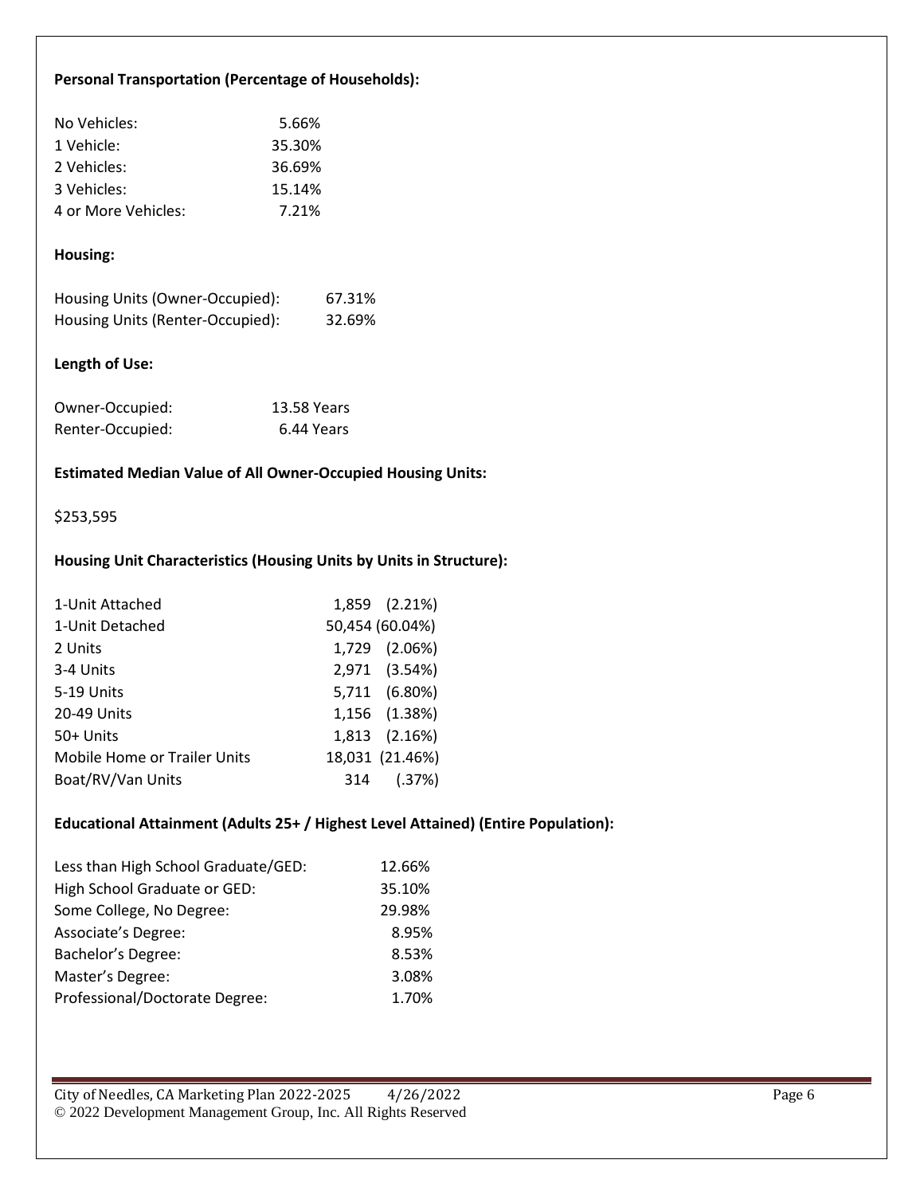**Personal Transportation (Percentage of Households):**

| | |
|---|---|
| No Vehicles: | 5.66% |
| 1 Vehicle: | 35.30% |
| 2 Vehicles: | 36.69% |
| 3 Vehicles: | 15.14% |
| 4 or More Vehicles: | 7.21% |

**Housing:**

| | |
|---|---|
| Housing Units (Owner-Occupied): | 67.31% |
| Housing Units (Renter-Occupied): | 32.69% |

**Length of Use:**

| | |
|---|---|
| Owner-Occupied: | 13.58 Years |
| Renter-Occupied: | 6.44 Years |

**Estimated Median Value of All Owner-Occupied Housing Units:**

$253,595

**Housing Unit Characteristics (Housing Units by Units in Structure):**

| | | |
|---|---|---|
| 1-Unit Attached | 1,859 | (2.21%) |
| 1-Unit Detached | 50,454 | (60.04%) |
| 2 Units | 1,729 | (2.06%) |
| 3-4 Units | 2,971 | (3.54%) |
| 5-19 Units | 5,711 | (6.80%) |
| 20-49 Units | 1,156 | (1.38%) |
| 50+ Units | 1,813 | (2.16%) |
| Mobile Home or Trailer Units | 18,031 | (21.46%) |
| Boat/RV/Van Units | 314 | (.37%) |

**Educational Attainment (Adults 25+ / Highest Level Attained) (Entire Population):**

| | |
|---|---|
| Less than High School Graduate/GED: | 12.66% |
| High School Graduate or GED: | 35.10% |
| Some College, No Degree: | 29.98% |
| Associate's Degree: | 8.95% |
| Bachelor's Degree: | 8.53% |
| Master's Degree: | 3.08% |
| Professional/Doctorate Degree: | 1.70% |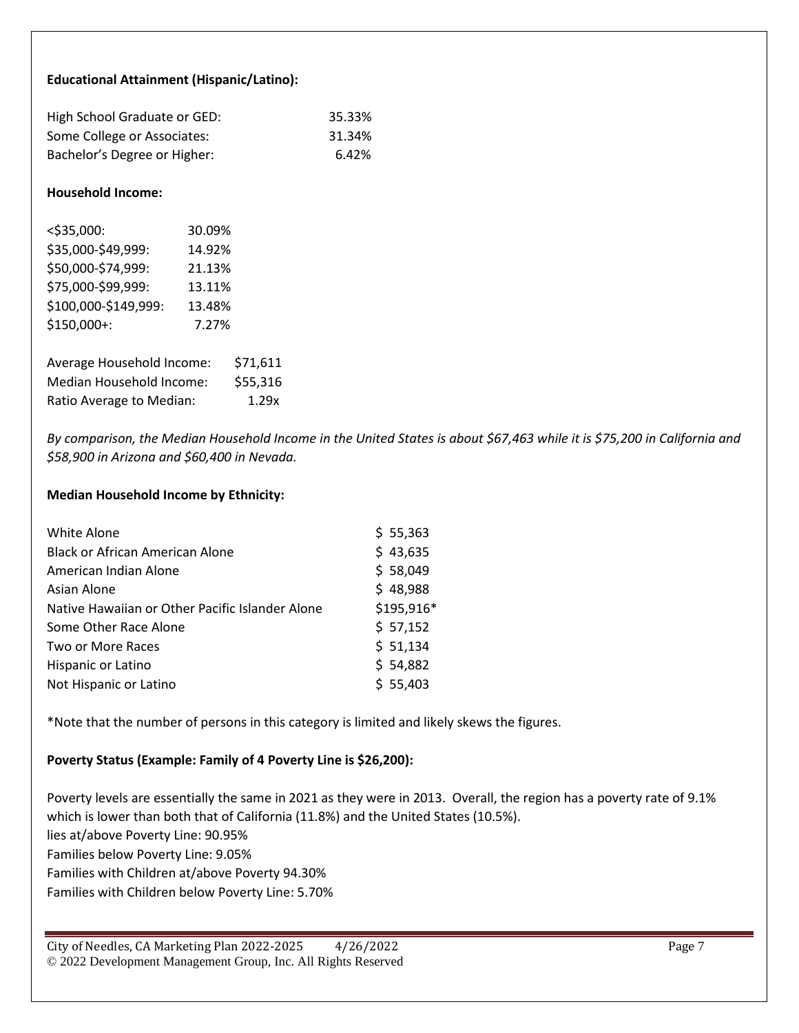**Educational Attainment (Hispanic/Latino):**

| | |
|---|---|
| High School Graduate or GED: | 35.33% |
| Some College or Associates: | 31.34% |
| Bachelor's Degree or Higher: | 6.42% |

**Household Income:**

| | |
|---|---|
| <$35,000: | 30.09% |
| $35,000-$49,999: | 14.92% |
| $50,000-$74,999: | 21.13% |
| $75,000-$99,999: | 13.11% |
| $100,000-$149,999: | 13.48% |
| $150,000+: | 7.27% |

| | |
|---|---|
| Average Household Income: | $71,611 |
| Median Household Income: | $55,316 |
| Ratio Average to Median: | 1.29x |

*By comparison, the Median Household Income in the United States is about $67,463 while it is $75,200 in California and $58,900 in Arizona and $60,400 in Nevada.*

**Median Household Income by Ethnicity:**

| | |
|---|---|
| White Alone | $ 55,363 |
| Black or African American Alone | $ 43,635 |
| American Indian Alone | $ 58,049 |
| Asian Alone | $ 48,988 |
| Native Hawaiian or Other Pacific Islander Alone | $195,916* |
| Some Other Race Alone | $ 57,152 |
| Two or More Races | $ 51,134 |
| Hispanic or Latino | $ 54,882 |
| Not Hispanic or Latino | $ 55,403 |

*Note that the number of persons in this category is limited and likely skews the figures.

**Poverty Status (Example: Family of 4 Poverty Line is $26,200):**

Poverty levels are essentially the same in 2021 as they were in 2013. Overall, the region has a poverty rate of 9.1% which is lower than both that of California (11.8%) and the United States (10.5%).
lies at/above Poverty Line: 90.95%
Families below Poverty Line: 9.05%
Families with Children at/above Poverty 94.30%
Families with Children below Poverty Line: 5.70%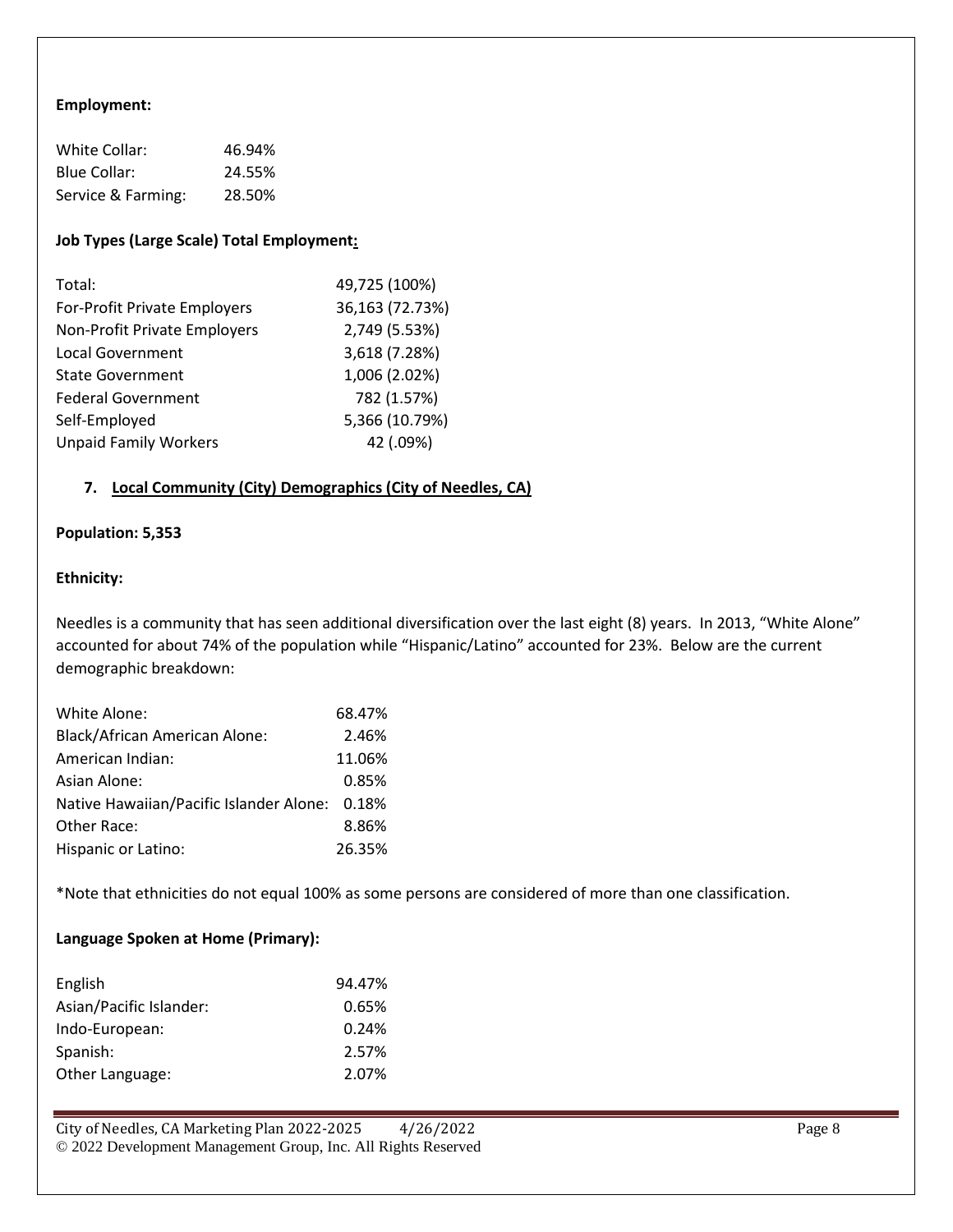**Employment:**

| | |
|---|---|
| White Collar: | 46.94% |
| Blue Collar: | 24.55% |
| Service & Farming: | 28.50% |

**Job Types (Large Scale) Total Employment:**

| | |
|---|---|
| Total: | 49,725 (100%) |
| For-Profit Private Employers | 36,163 (72.73%) |
| Non-Profit Private Employers | 2,749 (5.53%) |
| Local Government | 3,618 (7.28%) |
| State Government | 1,006 (2.02%) |
| Federal Government | 782 (1.57%) |
| Self-Employed | 5,366 (10.79%) |
| Unpaid Family Workers | 42 (.09%) |

## 7. Local Community (City) Demographics (City of Needles, CA)

**Population: 5,353**

**Ethnicity:**

Needles is a community that has seen additional diversification over the last eight (8) years. In 2013, "White Alone" accounted for about 74% of the population while "Hispanic/Latino" accounted for 23%. Below are the current demographic breakdown:

| | |
|---|---|
| White Alone: | 68.47% |
| Black/African American Alone: | 2.46% |
| American Indian: | 11.06% |
| Asian Alone: | 0.85% |
| Native Hawaiian/Pacific Islander Alone: | 0.18% |
| Other Race: | 8.86% |
| Hispanic or Latino: | 26.35% |

*Note that ethnicities do not equal 100% as some persons are considered of more than one classification.

**Language Spoken at Home (Primary):**

| | |
|---|---|
| English | 94.47% |
| Asian/Pacific Islander: | 0.65% |
| Indo-European: | 0.24% |
| Spanish: | 2.57% |
| Other Language: | 2.07% |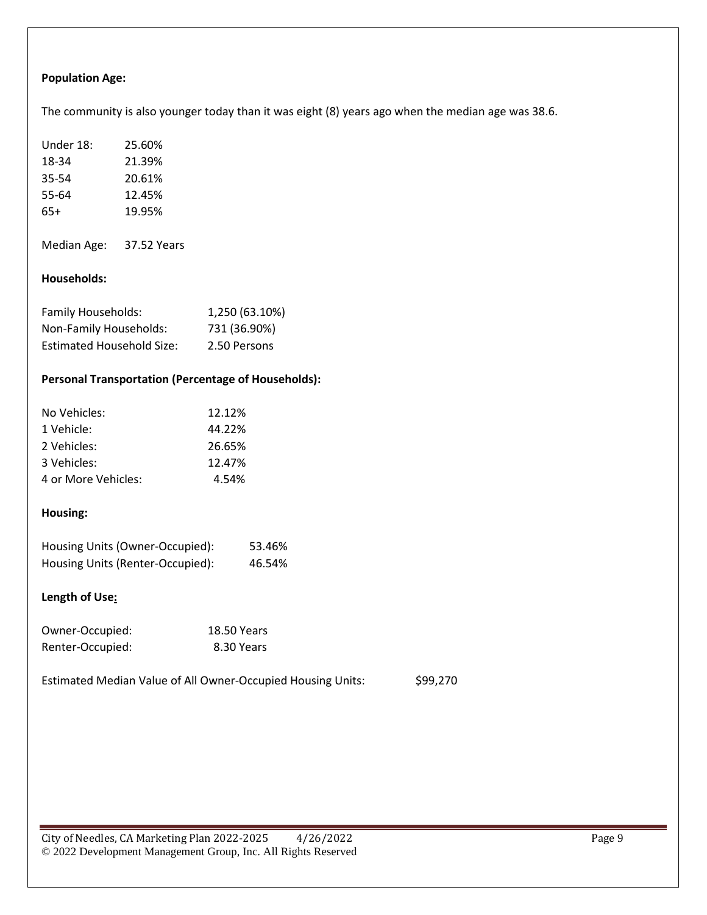**Population Age:**

The community is also younger today than it was eight (8) years ago when the median age was 38.6.

| | |
|---|---|
| Under 18: | 25.60% |
| 18-34 | 21.39% |
| 35-54 | 20.61% |
| 55-64 | 12.45% |
| 65+ | 19.95% |

Median Age: 37.52 Years

**Households:**

| | |
|---|---|
| Family Households: | 1,250 (63.10%) |
| Non-Family Households: | 731 (36.90%) |
| Estimated Household Size: | 2.50 Persons |

**Personal Transportation (Percentage of Households):**

| | |
|---|---|
| No Vehicles: | 12.12% |
| 1 Vehicle: | 44.22% |
| 2 Vehicles: | 26.65% |
| 3 Vehicles: | 12.47% |
| 4 or More Vehicles: | 4.54% |

**Housing:**

| | |
|---|---|
| Housing Units (Owner-Occupied): | 53.46% |
| Housing Units (Renter-Occupied): | 46.54% |

**Length of Use:**

| | |
|---|---|
| Owner-Occupied: | 18.50 Years |
| Renter-Occupied: | 8.30 Years |

Estimated Median Value of All Owner-Occupied Housing Units: $99,270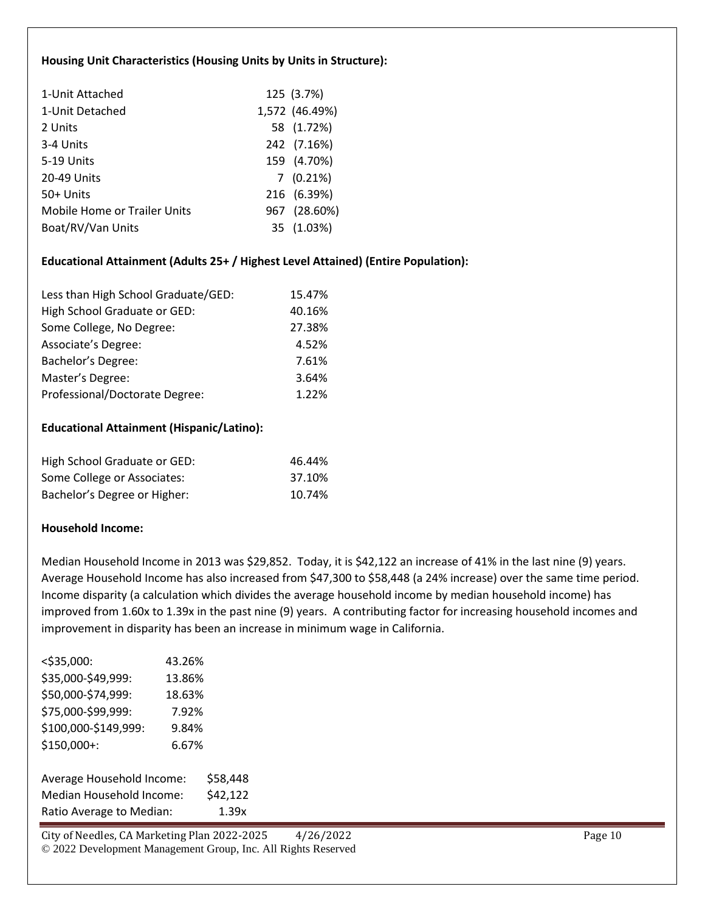**Housing Unit Characteristics (Housing Units by Units in Structure):**

| Units in Structure | Count (%) |
|---|---|
| 1-Unit Attached | 125 (3.7%) |
| 1-Unit Detached | 1,572 (46.49%) |
| 2 Units | 58 (1.72%) |
| 3-4 Units | 242 (7.16%) |
| 5-19 Units | 159 (4.70%) |
| 20-49 Units | 7 (0.21%) |
| 50+ Units | 216 (6.39%) |
| Mobile Home or Trailer Units | 967 (28.60%) |
| Boat/RV/Van Units | 35 (1.03%) |

**Educational Attainment (Adults 25+ / Highest Level Attained) (Entire Population):**

| Level | Percent |
|---|---|
| Less than High School Graduate/GED: | 15.47% |
| High School Graduate or GED: | 40.16% |
| Some College, No Degree: | 27.38% |
| Associate's Degree: | 4.52% |
| Bachelor's Degree: | 7.61% |
| Master's Degree: | 3.64% |
| Professional/Doctorate Degree: | 1.22% |

**Educational Attainment (Hispanic/Latino):**

| Level | Percent |
|---|---|
| High School Graduate or GED: | 46.44% |
| Some College or Associates: | 37.10% |
| Bachelor's Degree or Higher: | 10.74% |

**Household Income:**

Median Household Income in 2013 was $29,852. Today, it is $42,122 an increase of 41% in the last nine (9) years. Average Household Income has also increased from $47,300 to $58,448 (a 24% increase) over the same time period. Income disparity (a calculation which divides the average household income by median household income) has improved from 1.60x to 1.39x in the past nine (9) years. A contributing factor for increasing household incomes and improvement in disparity has been an increase in minimum wage in California.

| Income | Percent |
|---|---|
| <$35,000: | 43.26% |
| $35,000-$49,999: | 13.86% |
| $50,000-$74,999: | 18.63% |
| $75,000-$99,999: | 7.92% |
| $100,000-$149,999: | 9.84% |
| $150,000+: | 6.67% |

| | |
|---|---|
| Average Household Income: | $58,448 |
| Median Household Income: | $42,122 |
| Ratio Average to Median: | 1.39x |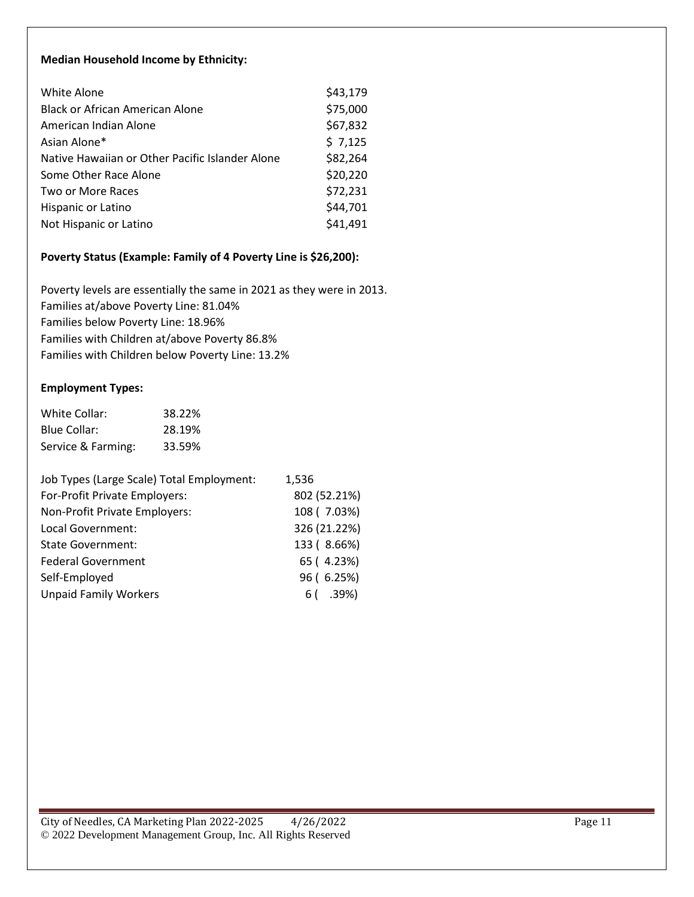**Median Household Income by Ethnicity:**

| | |
|---|---|
| White Alone | $43,179 |
| Black or African American Alone | $75,000 |
| American Indian Alone | $67,832 |
| Asian Alone* | $ 7,125 |
| Native Hawaiian or Other Pacific Islander Alone | $82,264 |
| Some Other Race Alone | $20,220 |
| Two or More Races | $72,231 |
| Hispanic or Latino | $44,701 |
| Not Hispanic or Latino | $41,491 |

**Poverty Status (Example: Family of 4 Poverty Line is $26,200):**

Poverty levels are essentially the same in 2021 as they were in 2013.
Families at/above Poverty Line: 81.04%
Families below Poverty Line: 18.96%
Families with Children at/above Poverty 86.8%
Families with Children below Poverty Line: 13.2%

**Employment Types:**

| | |
|---|---|
| White Collar: | 38.22% |
| Blue Collar: | 28.19% |
| Service & Farming: | 33.59% |

| | |
|---|---|
| Job Types (Large Scale) Total Employment: | 1,536 |
| For-Profit Private Employers: | 802 (52.21%) |
| Non-Profit Private Employers: | 108 ( 7.03%) |
| Local Government: | 326 (21.22%) |
| State Government: | 133 ( 8.66%) |
| Federal Government | 65 ( 4.23%) |
| Self-Employed | 96 ( 6.25%) |
| Unpaid Family Workers | 6 ( .39%) |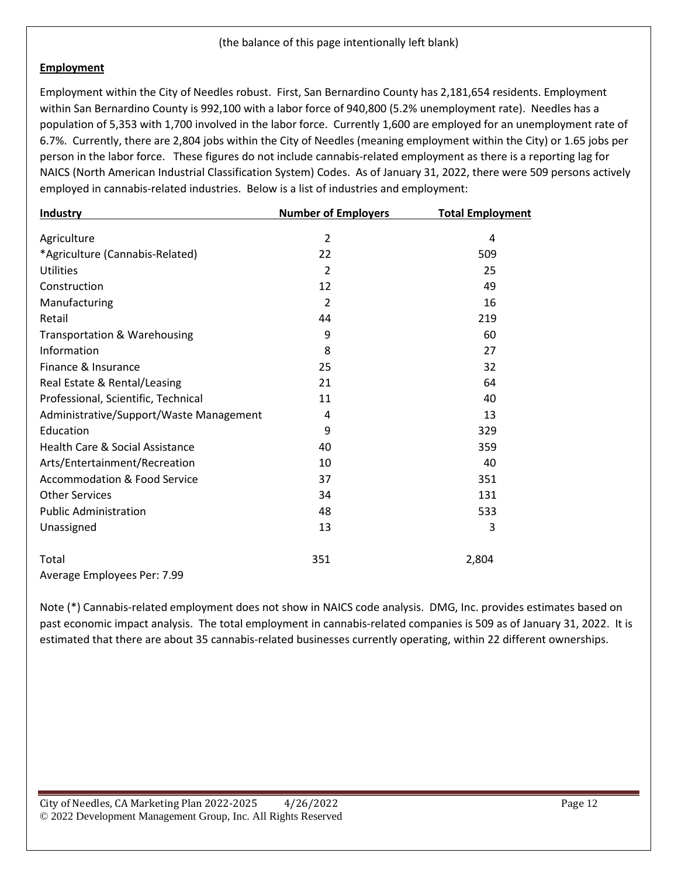(the balance of this page intentionally left blank)

**Employment**

Employment within the City of Needles robust. First, San Bernardino County has 2,181,654 residents. Employment within San Bernardino County is 992,100 with a labor force of 940,800 (5.2% unemployment rate). Needles has a population of 5,353 with 1,700 involved in the labor force. Currently 1,600 are employed for an unemployment rate of 6.7%. Currently, there are 2,804 jobs within the City of Needles (meaning employment within the City) or 1.65 jobs per person in the labor force. These figures do not include cannabis-related employment as there is a reporting lag for NAICS (North American Industrial Classification System) Codes. As of January 31, 2022, there were 509 persons actively employed in cannabis-related industries. Below is a list of industries and employment:

| Industry | Number of Employers | Total Employment |
|---|---|---|
| Agriculture | 2 | 4 |
| *Agriculture (Cannabis-Related) | 22 | 509 |
| Utilities | 2 | 25 |
| Construction | 12 | 49 |
| Manufacturing | 2 | 16 |
| Retail | 44 | 219 |
| Transportation & Warehousing | 9 | 60 |
| Information | 8 | 27 |
| Finance & Insurance | 25 | 32 |
| Real Estate & Rental/Leasing | 21 | 64 |
| Professional, Scientific, Technical | 11 | 40 |
| Administrative/Support/Waste Management | 4 | 13 |
| Education | 9 | 329 |
| Health Care & Social Assistance | 40 | 359 |
| Arts/Entertainment/Recreation | 10 | 40 |
| Accommodation & Food Service | 37 | 351 |
| Other Services | 34 | 131 |
| Public Administration | 48 | 533 |
| Unassigned | 13 | 3 |
| Total | 351 | 2,804 |

Average Employees Per: 7.99

Note (*) Cannabis-related employment does not show in NAICS code analysis. DMG, Inc. provides estimates based on past economic impact analysis. The total employment in cannabis-related companies is 509 as of January 31, 2022. It is estimated that there are about 35 cannabis-related businesses currently operating, within 22 different ownerships.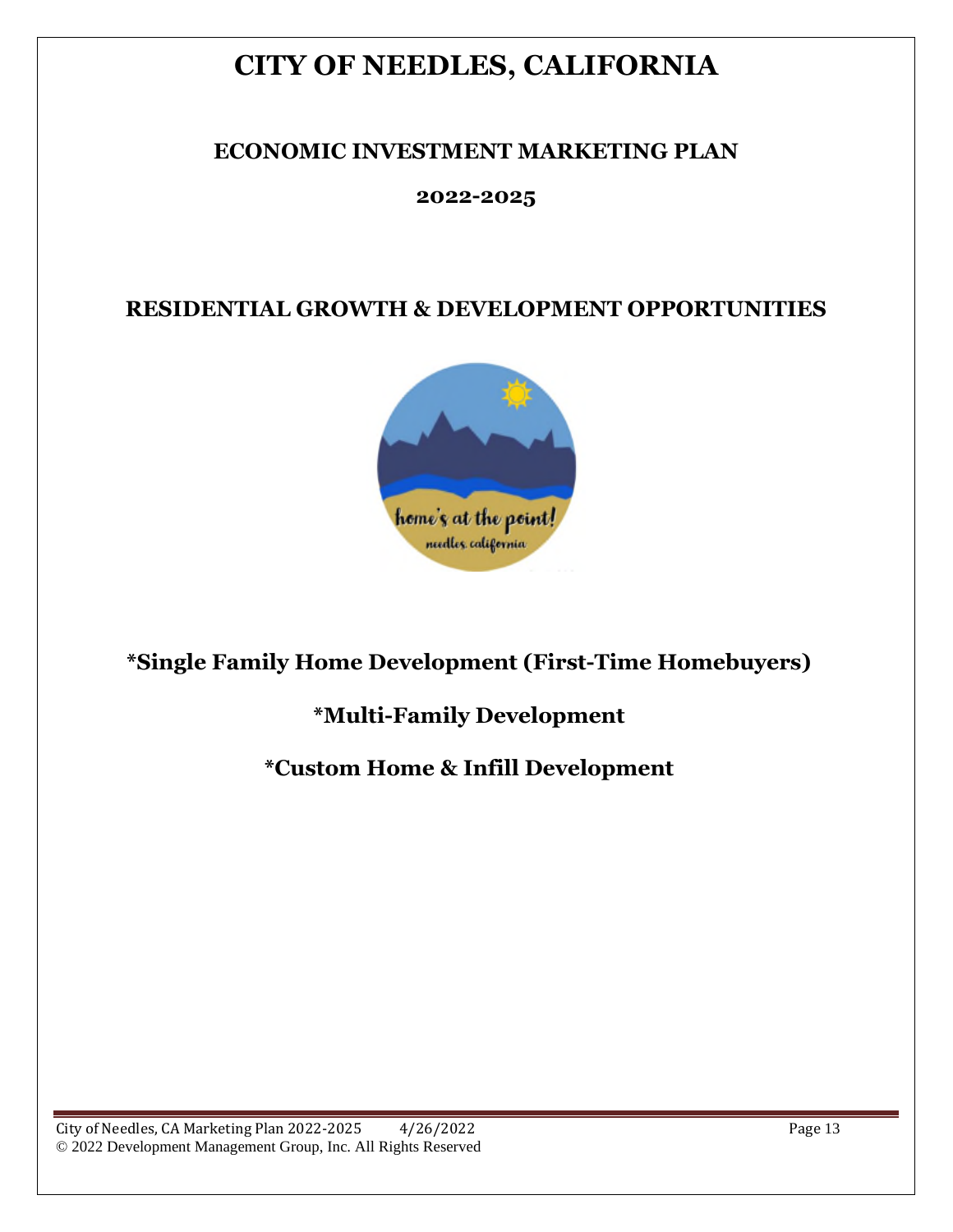# CITY OF NEEDLES, CALIFORNIA

## ECONOMIC INVESTMENT MARKETING PLAN

## 2022-2025

## RESIDENTIAL GROWTH & DEVELOPMENT OPPORTUNITIES

**\*Single Family Home Development (First-Time Homebuyers)**

**\*Multi-Family Development**

**\*Custom Home & Infill Development**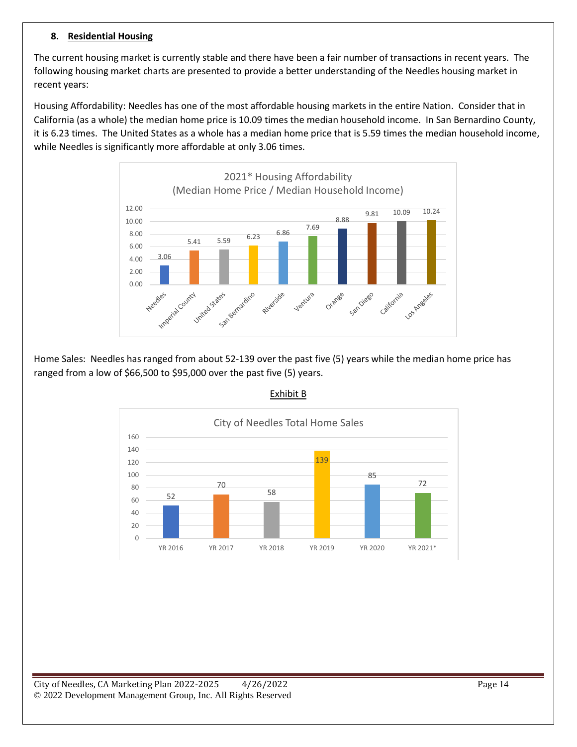### 8. **Residential Housing**

The current housing market is currently stable and there have been a fair number of transactions in recent years. The following housing market charts are presented to provide a better understanding of the Needles housing market in recent years:

Housing Affordability: Needles has one of the most affordable housing markets in the entire Nation. Consider that in California (as a whole) the median home price is 10.09 times the median household income. In San Bernardino County, it is 6.23 times. The United States as a whole has a median home price that is 5.59 times the median household income, while Needles is significantly more affordable at only 3.06 times.

**2021* Housing Affordability (Median Home Price / Median Household Income)**

| Location | Ratio |
|---|---|
| Needles | 3.06 |
| Imperial County | 5.41 |
| United States | 5.59 |
| San Bernardino | 6.23 |
| Riverside | 6.86 |
| Ventura | 7.69 |
| Orange | 8.88 |
| San Diego | 9.81 |
| California | 10.09 |
| Los Angeles | 10.24 |

Home Sales: Needles has ranged from about 52-139 over the past five (5) years while the median home price has ranged from a low of $66,500 to $95,000 over the past five (5) years.

Exhibit B

**City of Needles Total Home Sales**

| Year | Total Home Sales |
|---|---|
| YR 2016 | 52 |
| YR 2017 | 70 |
| YR 2018 | 58 |
| YR 2019 | 139 |
| YR 2020 | 85 |
| YR 2021* | 72 |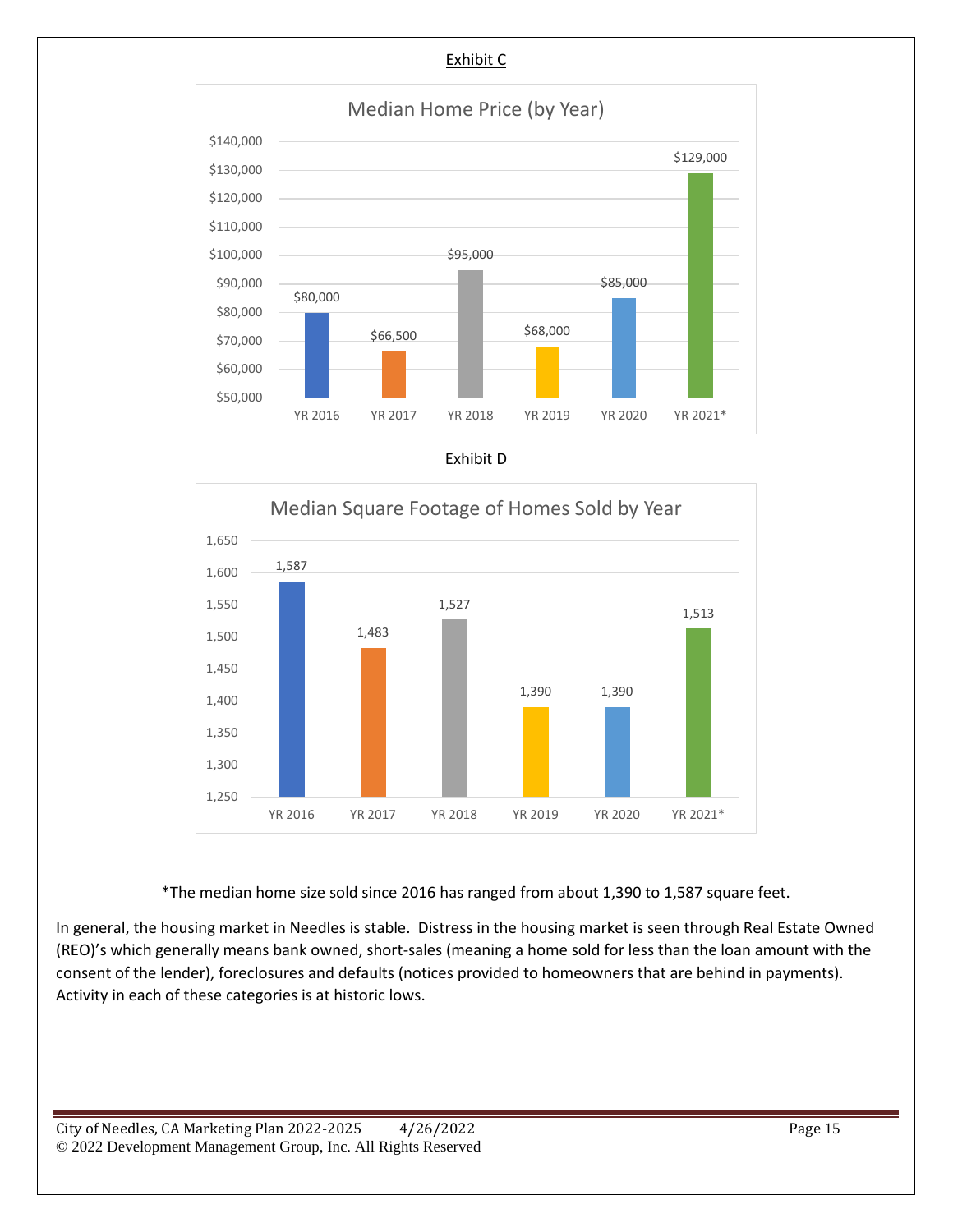Exhibit C

**Median Home Price (by Year)**

| Year | Median Home Price |
|---|---|
| YR 2016 | $80,000 |
| YR 2017 | $66,500 |
| YR 2018 | $95,000 |
| YR 2019 | $68,000 |
| YR 2020 | $85,000 |
| YR 2021* | $129,000 |

Exhibit D

**Median Square Footage of Homes Sold by Year**

| Year | Median Square Footage |
|---|---|
| YR 2016 | 1,587 |
| YR 2017 | 1,483 |
| YR 2018 | 1,527 |
| YR 2019 | 1,390 |
| YR 2020 | 1,390 |
| YR 2021* | 1,513 |

*The median home size sold since 2016 has ranged from about 1,390 to 1,587 square feet.

In general, the housing market in Needles is stable. Distress in the housing market is seen through Real Estate Owned (REO)'s which generally means bank owned, short-sales (meaning a home sold for less than the loan amount with the consent of the lender), foreclosures and defaults (notices provided to homeowners that are behind in payments). Activity in each of these categories is at historic lows.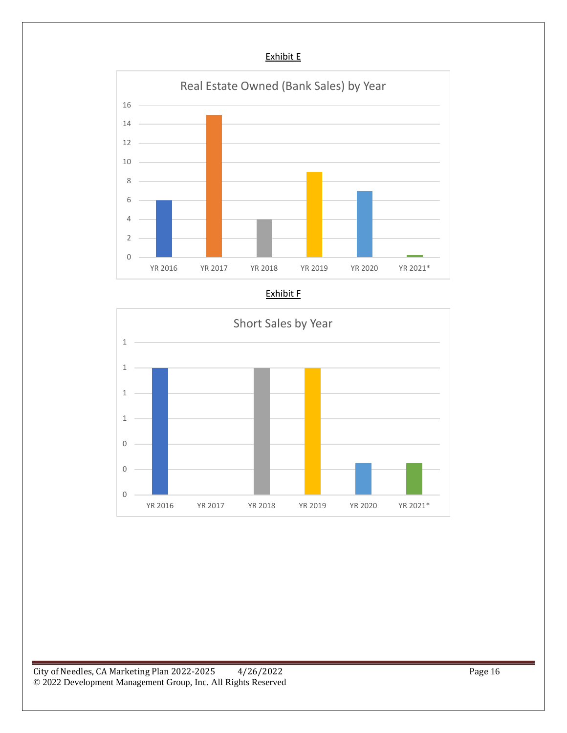Exhibit E

Real Estate Owned (Bank Sales) by Year

| Year | Value |
|---|---|
| YR 2016 | 6 |
| YR 2017 | 15 |
| YR 2018 | 4 |
| YR 2019 | 9 |
| YR 2020 | 7 |
| YR 2021* | |

Exhibit F

Short Sales by Year

| Year | Value |
|---|---|
| YR 2016 | 1 |
| YR 2017 | |
| YR 2018 | 1 |
| YR 2019 | 1 |
| YR 2020 | |
| YR 2021* | |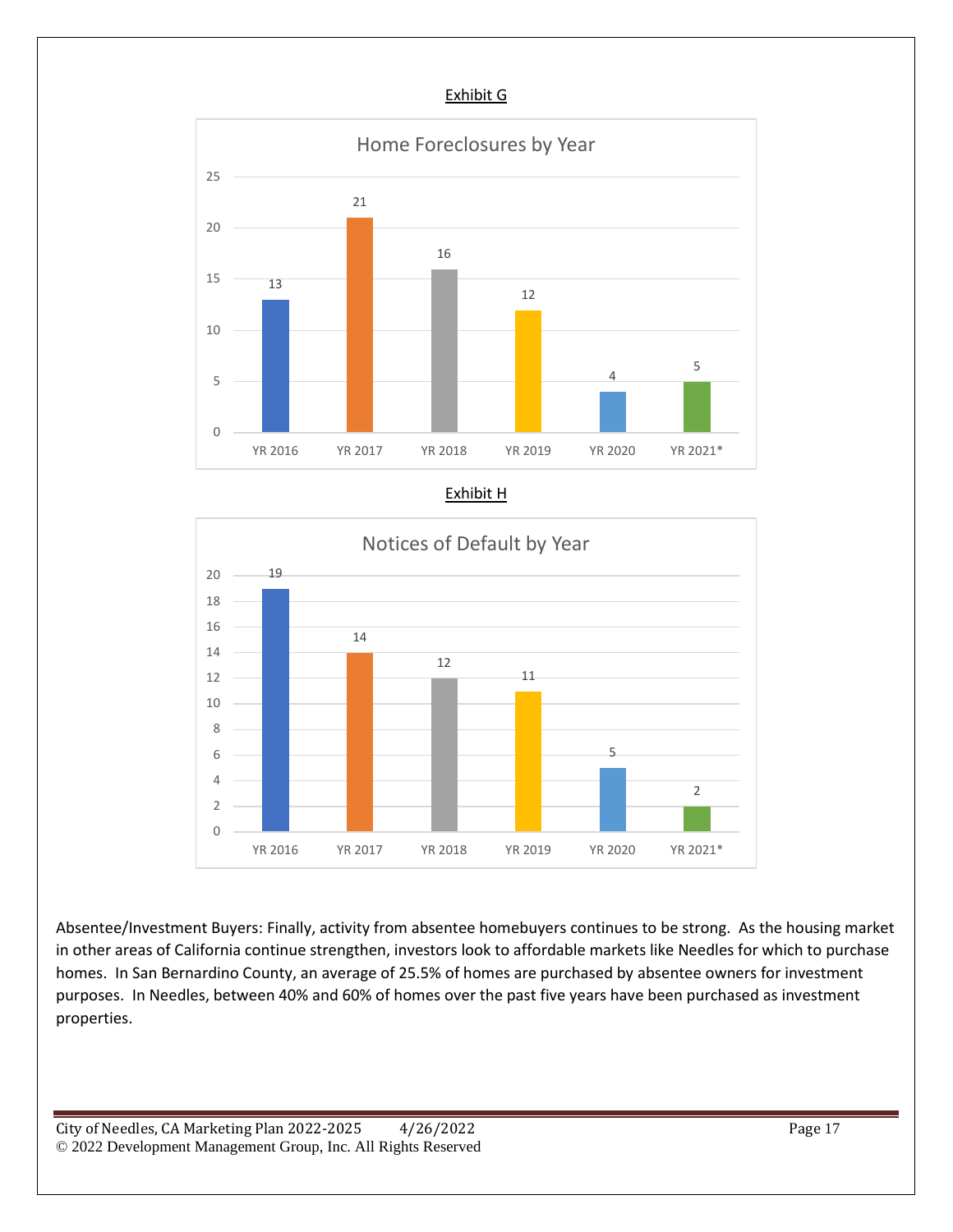Exhibit G

**Home Foreclosures by Year**

| Year | Home Foreclosures |
| --- | --- |
| YR 2016 | 13 |
| YR 2017 | 21 |
| YR 2018 | 16 |
| YR 2019 | 12 |
| YR 2020 | 4 |
| YR 2021* | 5 |

Exhibit H

**Notices of Default by Year**

| Year | Notices of Default |
| --- | --- |
| YR 2016 | 19 |
| YR 2017 | 14 |
| YR 2018 | 12 |
| YR 2019 | 11 |
| YR 2020 | 5 |
| YR 2021* | 2 |

Absentee/Investment Buyers: Finally, activity from absentee homebuyers continues to be strong. As the housing market in other areas of California continue strengthen, investors look to affordable markets like Needles for which to purchase homes. In San Bernardino County, an average of 25.5% of homes are purchased by absentee owners for investment purposes. In Needles, between 40% and 60% of homes over the past five years have been purchased as investment properties.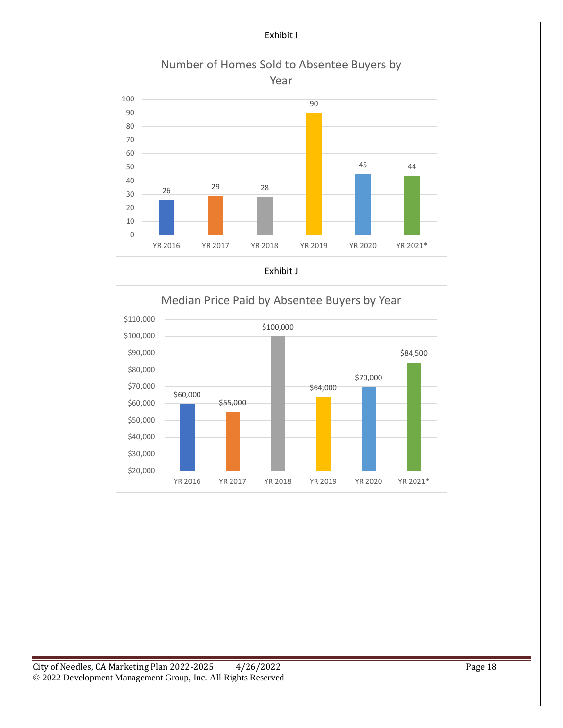Exhibit I

**Number of Homes Sold to Absentee Buyers by Year**

| Year | Number of Homes |
| --- | --- |
| YR 2016 | 26 |
| YR 2017 | 29 |
| YR 2018 | 28 |
| YR 2019 | 90 |
| YR 2020 | 45 |
| YR 2021* | 44 |

Exhibit J

**Median Price Paid by Absentee Buyers by Year**

| Year | Median Price |
| --- | --- |
| YR 2016 | $60,000 |
| YR 2017 | $55,000 |
| YR 2018 | $100,000 |
| YR 2019 | $64,000 |
| YR 2020 | $70,000 |
| YR 2021* | $84,500 |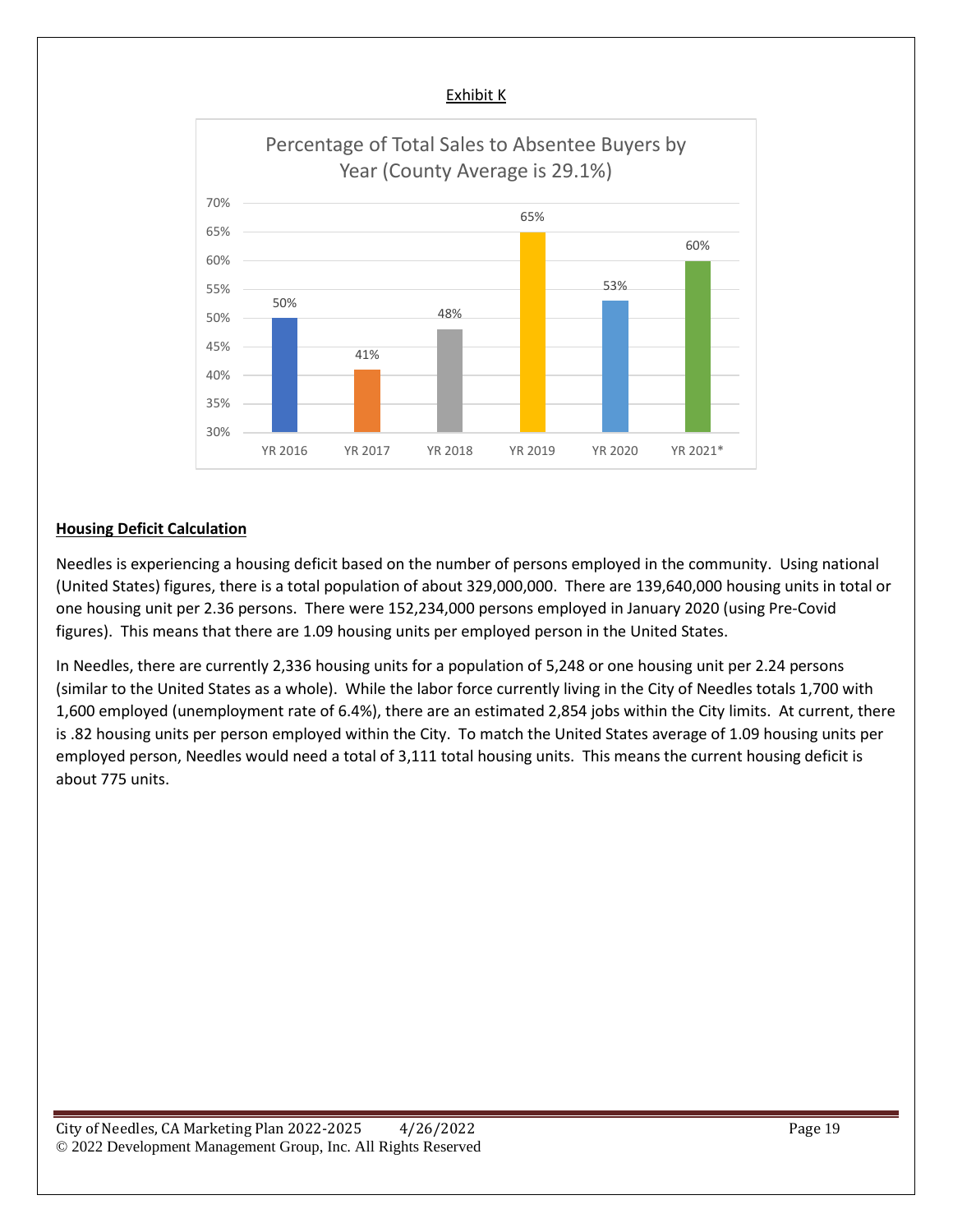Exhibit K

Percentage of Total Sales to Absentee Buyers by Year (County Average is 29.1%)

| Year | Percentage |
|---|---|
| YR 2016 | 50% |
| YR 2017 | 41% |
| YR 2018 | 48% |
| YR 2019 | 65% |
| YR 2020 | 53% |
| YR 2021* | 60% |

**Housing Deficit Calculation**

Needles is experiencing a housing deficit based on the number of persons employed in the community. Using national (United States) figures, there is a total population of about 329,000,000. There are 139,640,000 housing units in total or one housing unit per 2.36 persons. There were 152,234,000 persons employed in January 2020 (using Pre-Covid figures). This means that there are 1.09 housing units per employed person in the United States.

In Needles, there are currently 2,336 housing units for a population of 5,248 or one housing unit per 2.24 persons (similar to the United States as a whole). While the labor force currently living in the City of Needles totals 1,700 with 1,600 employed (unemployment rate of 6.4%), there are an estimated 2,854 jobs within the City limits. At current, there is .82 housing units per person employed within the City. To match the United States average of 1.09 housing units per employed person, Needles would need a total of 3,111 total housing units. This means the current housing deficit is about 775 units.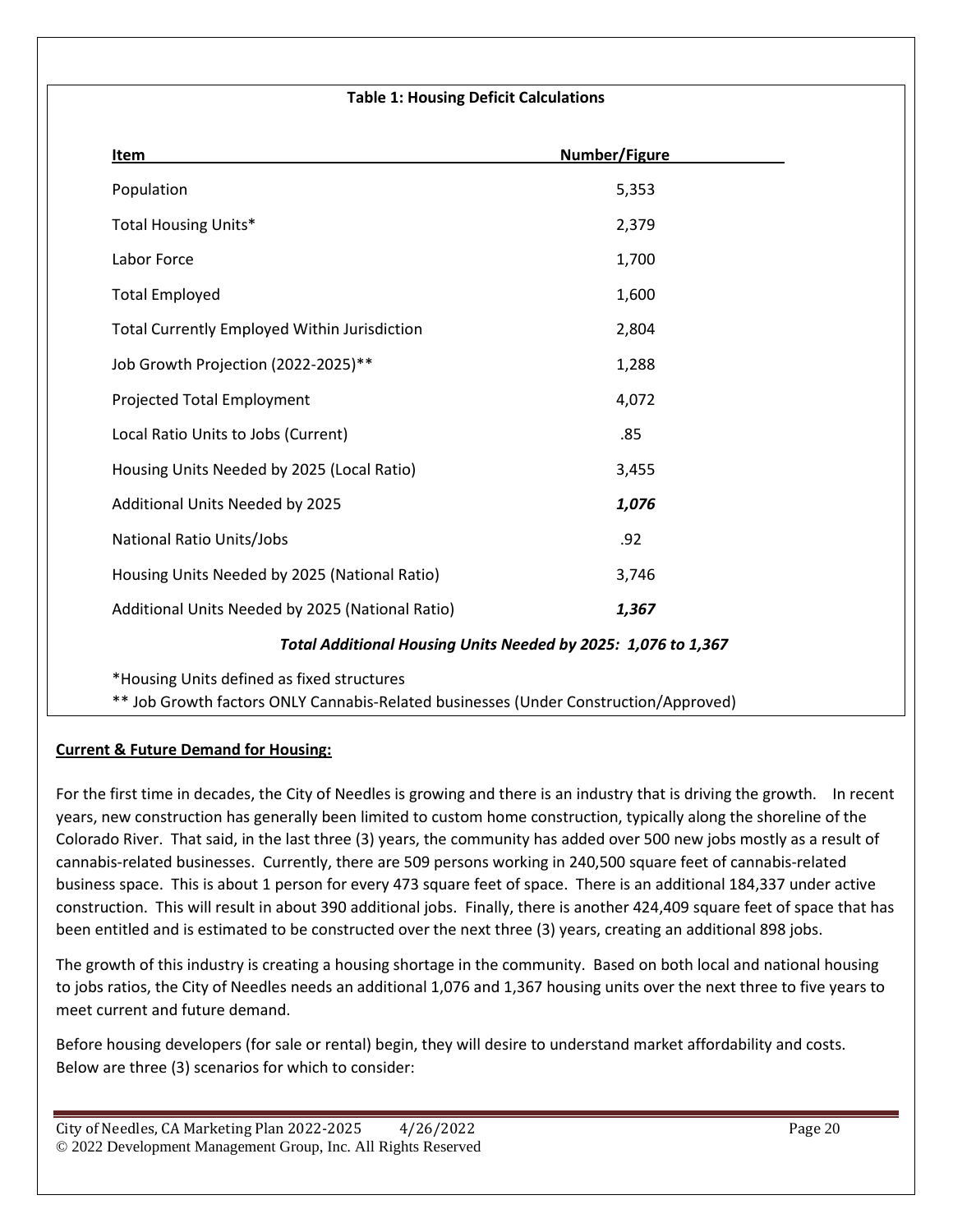**Table 1: Housing Deficit Calculations**

| Item | Number/Figure |
| --- | --- |
| Population | 5,353 |
| Total Housing Units* | 2,379 |
| Labor Force | 1,700 |
| Total Employed | 1,600 |
| Total Currently Employed Within Jurisdiction | 2,804 |
| Job Growth Projection (2022-2025)** | 1,288 |
| Projected Total Employment | 4,072 |
| Local Ratio Units to Jobs (Current) | .85 |
| Housing Units Needed by 2025 (Local Ratio) | 3,455 |
| Additional Units Needed by 2025 | ***1,076*** |
| National Ratio Units/Jobs | .92 |
| Housing Units Needed by 2025 (National Ratio) | 3,746 |
| Additional Units Needed by 2025 (National Ratio) | ***1,367*** |

***Total Additional Housing Units Needed by 2025: 1,076 to 1,367***

*Housing Units defined as fixed structures

** Job Growth factors ONLY Cannabis-Related businesses (Under Construction/Approved)

**Current & Future Demand for Housing:**

For the first time in decades, the City of Needles is growing and there is an industry that is driving the growth. In recent years, new construction has generally been limited to custom home construction, typically along the shoreline of the Colorado River. That said, in the last three (3) years, the community has added over 500 new jobs mostly as a result of cannabis-related businesses. Currently, there are 509 persons working in 240,500 square feet of cannabis-related business space. This is about 1 person for every 473 square feet of space. There is an additional 184,337 under active construction. This will result in about 390 additional jobs. Finally, there is another 424,409 square feet of space that has been entitled and is estimated to be constructed over the next three (3) years, creating an additional 898 jobs.

The growth of this industry is creating a housing shortage in the community. Based on both local and national housing to jobs ratios, the City of Needles needs an additional 1,076 and 1,367 housing units over the next three to five years to meet current and future demand.

Before housing developers (for sale or rental) begin, they will desire to understand market affordability and costs. Below are three (3) scenarios for which to consider: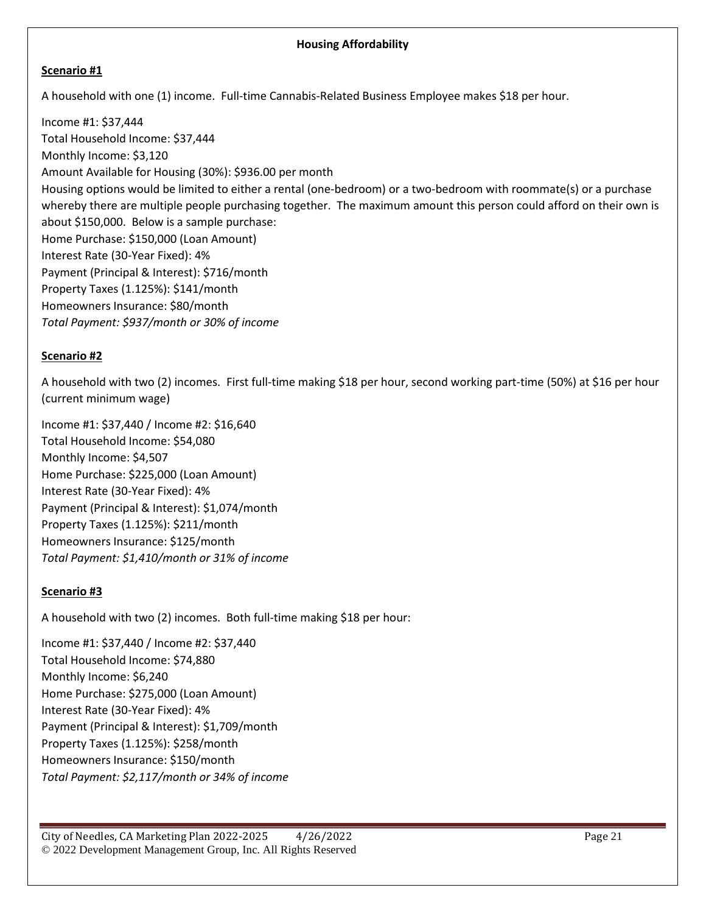## Housing Affordability

**Scenario #1**

A household with one (1) income. Full-time Cannabis-Related Business Employee makes $18 per hour.

Income #1: $37,444
Total Household Income: $37,444
Monthly Income: $3,120
Amount Available for Housing (30%): $936.00 per month
Housing options would be limited to either a rental (one-bedroom) or a two-bedroom with roommate(s) or a purchase whereby there are multiple people purchasing together. The maximum amount this person could afford on their own is about $150,000. Below is a sample purchase:
Home Purchase: $150,000 (Loan Amount)
Interest Rate (30-Year Fixed): 4%
Payment (Principal & Interest): $716/month
Property Taxes (1.125%): $141/month
Homeowners Insurance: $80/month
*Total Payment: $937/month or 30% of income*

**Scenario #2**

A household with two (2) incomes. First full-time making $18 per hour, second working part-time (50%) at $16 per hour (current minimum wage)

Income #1: $37,440 / Income #2: $16,640
Total Household Income: $54,080
Monthly Income: $4,507
Home Purchase: $225,000 (Loan Amount)
Interest Rate (30-Year Fixed): 4%
Payment (Principal & Interest): $1,074/month
Property Taxes (1.125%): $211/month
Homeowners Insurance: $125/month
*Total Payment: $1,410/month or 31% of income*

**Scenario #3**

A household with two (2) incomes. Both full-time making $18 per hour:

Income #1: $37,440 / Income #2: $37,440
Total Household Income: $74,880
Monthly Income: $6,240
Home Purchase: $275,000 (Loan Amount)
Interest Rate (30-Year Fixed): 4%
Payment (Principal & Interest): $1,709/month
Property Taxes (1.125%): $258/month
Homeowners Insurance: $150/month
*Total Payment: $2,117/month or 34% of income*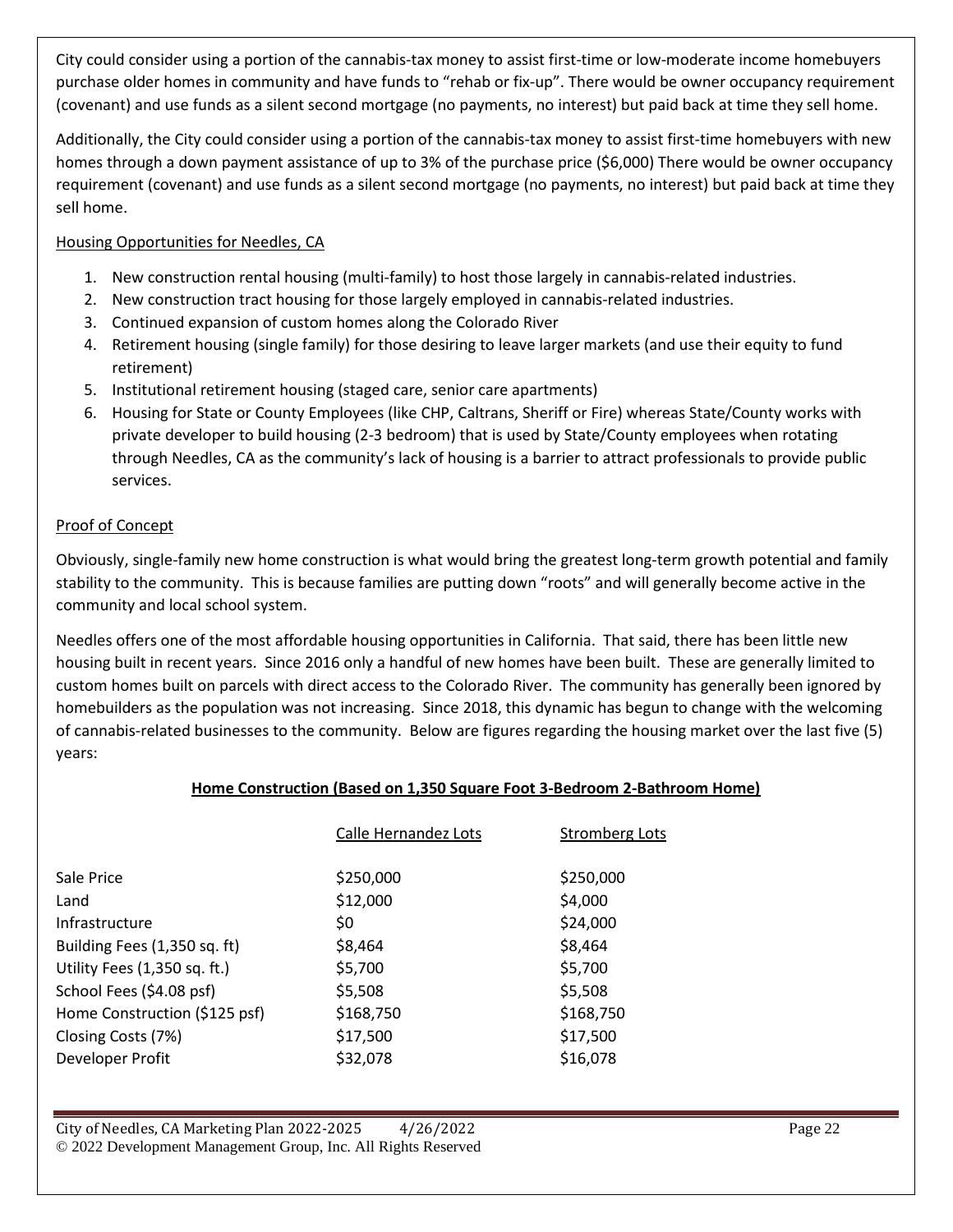City could consider using a portion of the cannabis-tax money to assist first-time or low-moderate income homebuyers purchase older homes in community and have funds to "rehab or fix-up". There would be owner occupancy requirement (covenant) and use funds as a silent second mortgage (no payments, no interest) but paid back at time they sell home.

Additionally, the City could consider using a portion of the cannabis-tax money to assist first-time homebuyers with new homes through a down payment assistance of up to 3% of the purchase price ($6,000) There would be owner occupancy requirement (covenant) and use funds as a silent second mortgage (no payments, no interest) but paid back at time they sell home.

Housing Opportunities for Needles, CA

1. New construction rental housing (multi-family) to host those largely in cannabis-related industries.
2. New construction tract housing for those largely employed in cannabis-related industries.
3. Continued expansion of custom homes along the Colorado River
4. Retirement housing (single family) for those desiring to leave larger markets (and use their equity to fund retirement)
5. Institutional retirement housing (staged care, senior care apartments)
6. Housing for State or County Employees (like CHP, Caltrans, Sheriff or Fire) whereas State/County works with private developer to build housing (2-3 bedroom) that is used by State/County employees when rotating through Needles, CA as the community's lack of housing is a barrier to attract professionals to provide public services.

Proof of Concept

Obviously, single-family new home construction is what would bring the greatest long-term growth potential and family stability to the community. This is because families are putting down "roots" and will generally become active in the community and local school system.

Needles offers one of the most affordable housing opportunities in California. That said, there has been little new housing built in recent years. Since 2016 only a handful of new homes have been built. These are generally limited to custom homes built on parcels with direct access to the Colorado River. The community has generally been ignored by homebuilders as the population was not increasing. Since 2018, this dynamic has begun to change with the welcoming of cannabis-related businesses to the community. Below are figures regarding the housing market over the last five (5) years:

**Home Construction (Based on 1,350 Square Foot 3-Bedroom 2-Bathroom Home)**

| | Calle Hernandez Lots | Stromberg Lots |
|---|---|---|
| Sale Price | $250,000 | $250,000 |
| Land | $12,000 | $4,000 |
| Infrastructure | $0 | $24,000 |
| Building Fees (1,350 sq. ft) | $8,464 | $8,464 |
| Utility Fees (1,350 sq. ft.) | $5,700 | $5,700 |
| School Fees ($4.08 psf) | $5,508 | $5,508 |
| Home Construction ($125 psf) | $168,750 | $168,750 |
| Closing Costs (7%) | $17,500 | $17,500 |
| Developer Profit | $32,078 | $16,078 |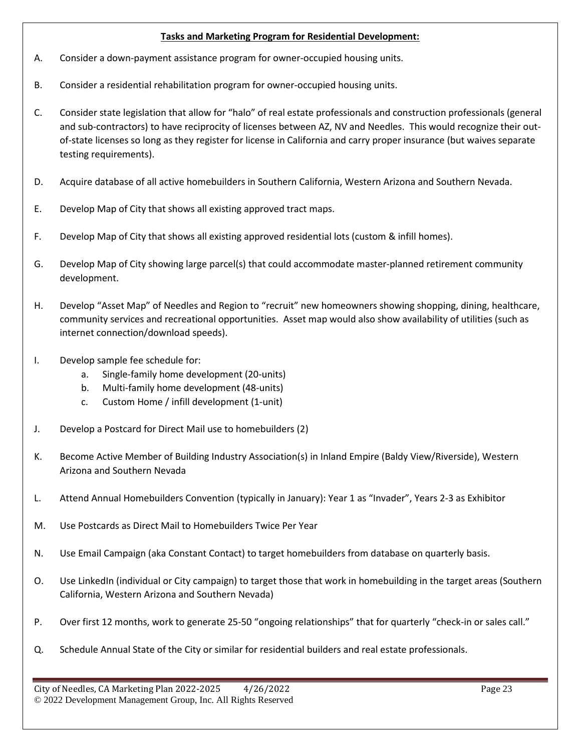**Tasks and Marketing Program for Residential Development:**

A. Consider a down-payment assistance program for owner-occupied housing units.

B. Consider a residential rehabilitation program for owner-occupied housing units.

C. Consider state legislation that allow for "halo" of real estate professionals and construction professionals (general and sub-contractors) to have reciprocity of licenses between AZ, NV and Needles. This would recognize their out-of-state licenses so long as they register for license in California and carry proper insurance (but waives separate testing requirements).

D. Acquire database of all active homebuilders in Southern California, Western Arizona and Southern Nevada.

E. Develop Map of City that shows all existing approved tract maps.

F. Develop Map of City that shows all existing approved residential lots (custom & infill homes).

G. Develop Map of City showing large parcel(s) that could accommodate master-planned retirement community development.

H. Develop "Asset Map" of Needles and Region to "recruit" new homeowners showing shopping, dining, healthcare, community services and recreational opportunities. Asset map would also show availability of utilities (such as internet connection/download speeds).

I. Develop sample fee schedule for:
   a. Single-family home development (20-units)
   b. Multi-family home development (48-units)
   c. Custom Home / infill development (1-unit)

J. Develop a Postcard for Direct Mail use to homebuilders (2)

K. Become Active Member of Building Industry Association(s) in Inland Empire (Baldy View/Riverside), Western Arizona and Southern Nevada

L. Attend Annual Homebuilders Convention (typically in January): Year 1 as "Invader", Years 2-3 as Exhibitor

M. Use Postcards as Direct Mail to Homebuilders Twice Per Year

N. Use Email Campaign (aka Constant Contact) to target homebuilders from database on quarterly basis.

O. Use LinkedIn (individual or City campaign) to target those that work in homebuilding in the target areas (Southern California, Western Arizona and Southern Nevada)

P. Over first 12 months, work to generate 25-50 "ongoing relationships" that for quarterly "check-in or sales call."

Q. Schedule Annual State of the City or similar for residential builders and real estate professionals.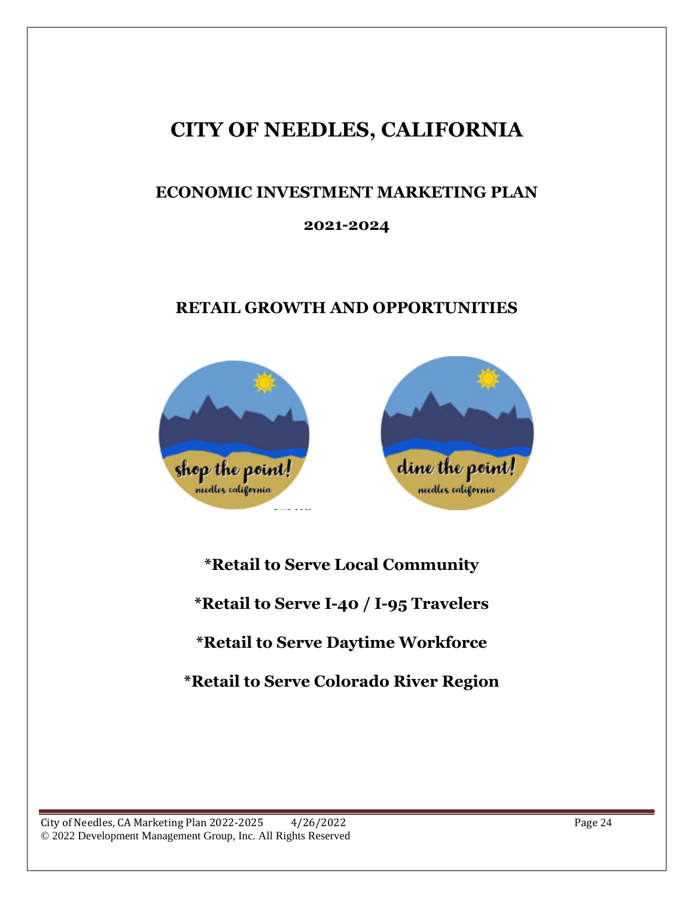# CITY OF NEEDLES, CALIFORNIA

## ECONOMIC INVESTMENT MARKETING PLAN

## 2021-2024

## RETAIL GROWTH AND OPPORTUNITIES

**\*Retail to Serve Local Community**

**\*Retail to Serve I-40 / I-95 Travelers**

**\*Retail to Serve Daytime Workforce**

**\*Retail to Serve Colorado River Region**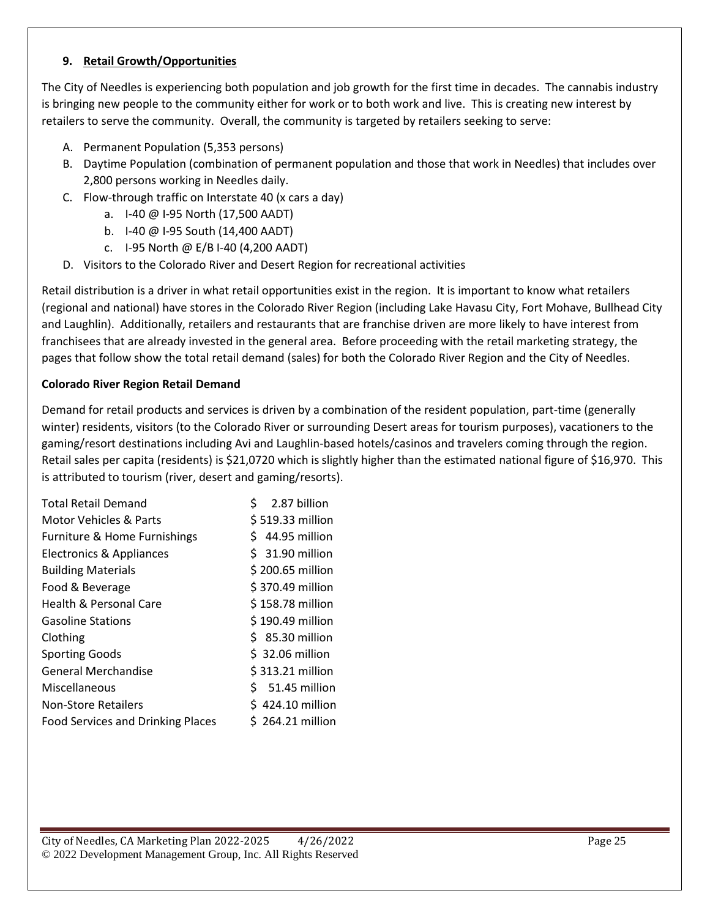## 9. Retail Growth/Opportunities

The City of Needles is experiencing both population and job growth for the first time in decades. The cannabis industry is bringing new people to the community either for work or to both work and live. This is creating new interest by retailers to serve the community. Overall, the community is targeted by retailers seeking to serve:

A. Permanent Population (5,353 persons)
B. Daytime Population (combination of permanent population and those that work in Needles) that includes over 2,800 persons working in Needles daily.
C. Flow-through traffic on Interstate 40 (x cars a day)
   a. I-40 @ I-95 North (17,500 AADT)
   b. I-40 @ I-95 South (14,400 AADT)
   c. I-95 North @ E/B I-40 (4,200 AADT)
D. Visitors to the Colorado River and Desert Region for recreational activities

Retail distribution is a driver in what retail opportunities exist in the region. It is important to know what retailers (regional and national) have stores in the Colorado River Region (including Lake Havasu City, Fort Mohave, Bullhead City and Laughlin). Additionally, retailers and restaurants that are franchise driven are more likely to have interest from franchisees that are already invested in the general area. Before proceeding with the retail marketing strategy, the pages that follow show the total retail demand (sales) for both the Colorado River Region and the City of Needles.

**Colorado River Region Retail Demand**

Demand for retail products and services is driven by a combination of the resident population, part-time (generally winter) residents, visitors (to the Colorado River or surrounding Desert areas for tourism purposes), vacationers to the gaming/resort destinations including Avi and Laughlin-based hotels/casinos and travelers coming through the region. Retail sales per capita (residents) is $21,0720 which is slightly higher than the estimated national figure of $16,970. This is attributed to tourism (river, desert and gaming/resorts).

| | |
|---|---|
| Total Retail Demand | $ 2.87 billion |
| Motor Vehicles & Parts | $ 519.33 million |
| Furniture & Home Furnishings | $ 44.95 million |
| Electronics & Appliances | $ 31.90 million |
| Building Materials | $ 200.65 million |
| Food & Beverage | $ 370.49 million |
| Health & Personal Care | $ 158.78 million |
| Gasoline Stations | $ 190.49 million |
| Clothing | $ 85.30 million |
| Sporting Goods | $ 32.06 million |
| General Merchandise | $ 313.21 million |
| Miscellaneous | $ 51.45 million |
| Non-Store Retailers | $ 424.10 million |
| Food Services and Drinking Places | $ 264.21 million |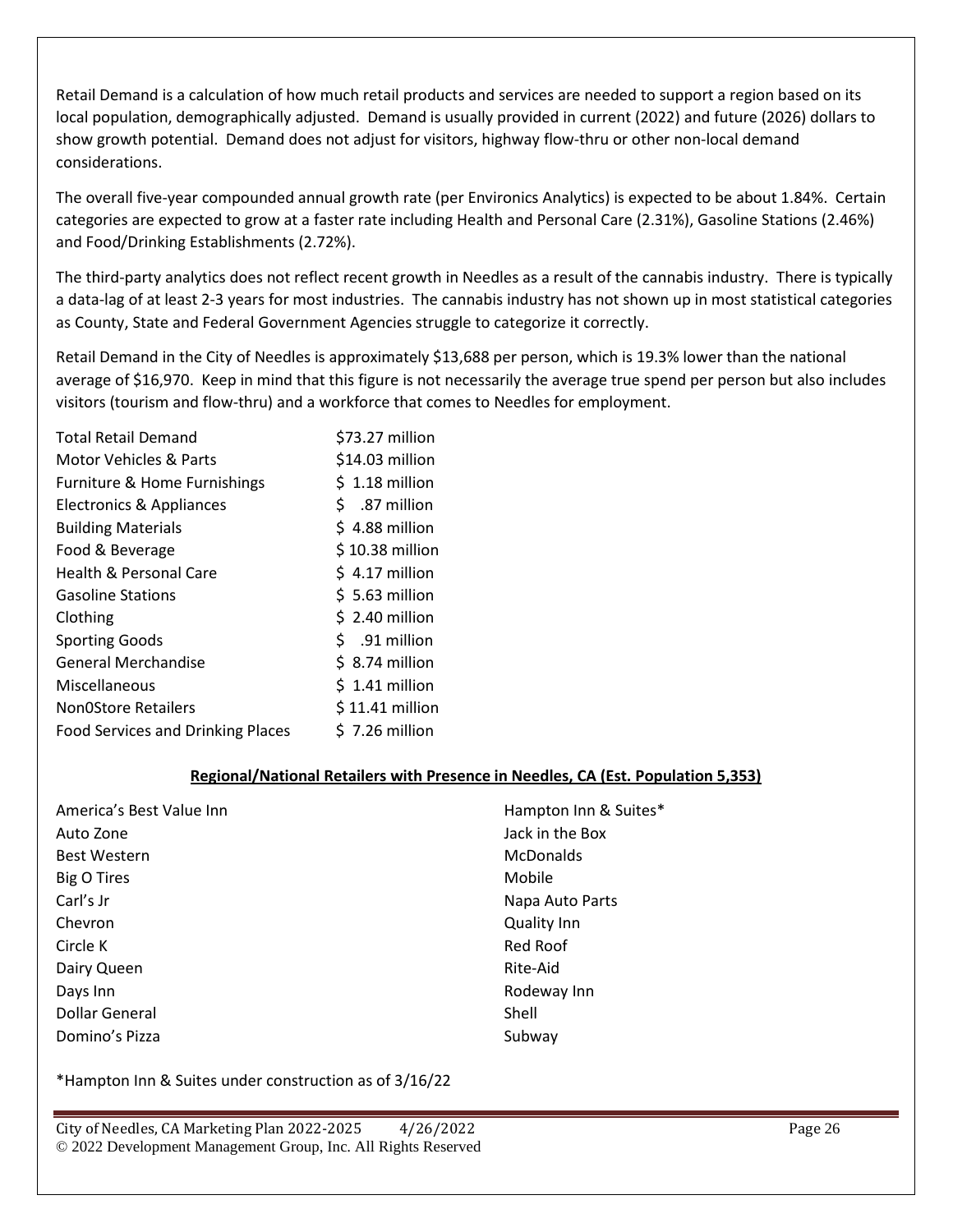Retail Demand is a calculation of how much retail products and services are needed to support a region based on its local population, demographically adjusted. Demand is usually provided in current (2022) and future (2026) dollars to show growth potential. Demand does not adjust for visitors, highway flow-thru or other non-local demand considerations.

The overall five-year compounded annual growth rate (per Environics Analytics) is expected to be about 1.84%. Certain categories are expected to grow at a faster rate including Health and Personal Care (2.31%), Gasoline Stations (2.46%) and Food/Drinking Establishments (2.72%).

The third-party analytics does not reflect recent growth in Needles as a result of the cannabis industry. There is typically a data-lag of at least 2-3 years for most industries. The cannabis industry has not shown up in most statistical categories as County, State and Federal Government Agencies struggle to categorize it correctly.

Retail Demand in the City of Needles is approximately $13,688 per person, which is 19.3% lower than the national average of $16,970. Keep in mind that this figure is not necessarily the average true spend per person but also includes visitors (tourism and flow-thru) and a workforce that comes to Needles for employment.

| | |
|---|---|
| Total Retail Demand | $73.27 million |
| Motor Vehicles & Parts | $14.03 million |
| Furniture & Home Furnishings | $ 1.18 million |
| Electronics & Appliances | $ .87 million |
| Building Materials | $ 4.88 million |
| Food & Beverage | $ 10.38 million |
| Health & Personal Care | $ 4.17 million |
| Gasoline Stations | $ 5.63 million |
| Clothing | $ 2.40 million |
| Sporting Goods | $ .91 million |
| General Merchandise | $ 8.74 million |
| Miscellaneous | $ 1.41 million |
| Non0Store Retailers | $ 11.41 million |
| Food Services and Drinking Places | $ 7.26 million |

**Regional/National Retailers with Presence in Needles, CA (Est. Population 5,353)**

America's Best Value Inn
Auto Zone
Best Western
Big O Tires
Carl's Jr
Chevron
Circle K
Dairy Queen
Days Inn
Dollar General
Domino's Pizza
Hampton Inn & Suites*
Jack in the Box
McDonalds
Mobile
Napa Auto Parts
Quality Inn
Red Roof
Rite-Aid
Rodeway Inn
Shell
Subway

*Hampton Inn & Suites under construction as of 3/16/22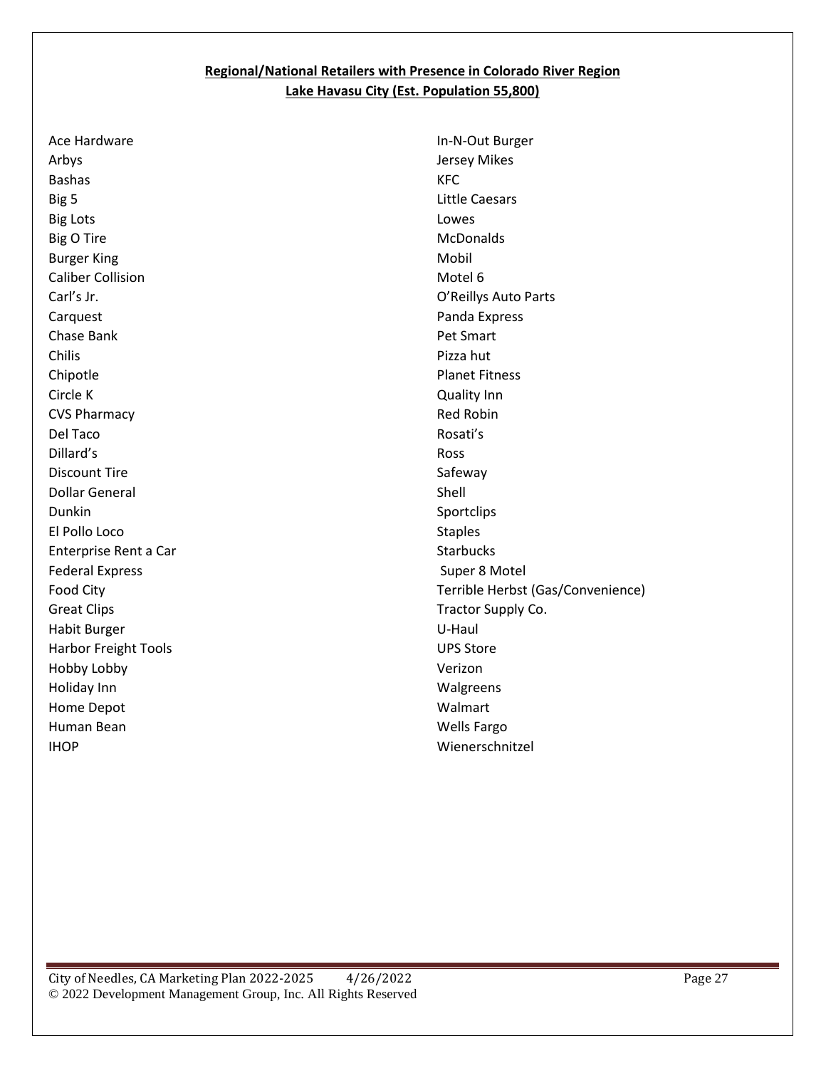**Regional/National Retailers with Presence in Colorado River Region**

**Lake Havasu City (Est. Population 55,800)**

Ace Hardware
Arbys
Bashas
Big 5
Big Lots
Big O Tire
Burger King
Caliber Collision
Carl's Jr.
Carquest
Chase Bank
Chilis
Chipotle
Circle K
CVS Pharmacy
Del Taco
Dillard's
Discount Tire
Dollar General
Dunkin
El Pollo Loco
Enterprise Rent a Car
Federal Express
Food City
Great Clips
Habit Burger
Harbor Freight Tools
Hobby Lobby
Holiday Inn
Home Depot
Human Bean
IHOP
In-N-Out Burger
Jersey Mikes
KFC
Little Caesars
Lowes
McDonalds
Mobil
Motel 6
O'Reillys Auto Parts
Panda Express
Pet Smart
Pizza hut
Planet Fitness
Quality Inn
Red Robin
Rosati's
Ross
Safeway
Shell
Sportclips
Staples
Starbucks
Super 8 Motel
Terrible Herbst (Gas/Convenience)
Tractor Supply Co.
U-Haul
UPS Store
Verizon
Walgreens
Walmart
Wells Fargo
Wienerschnitzel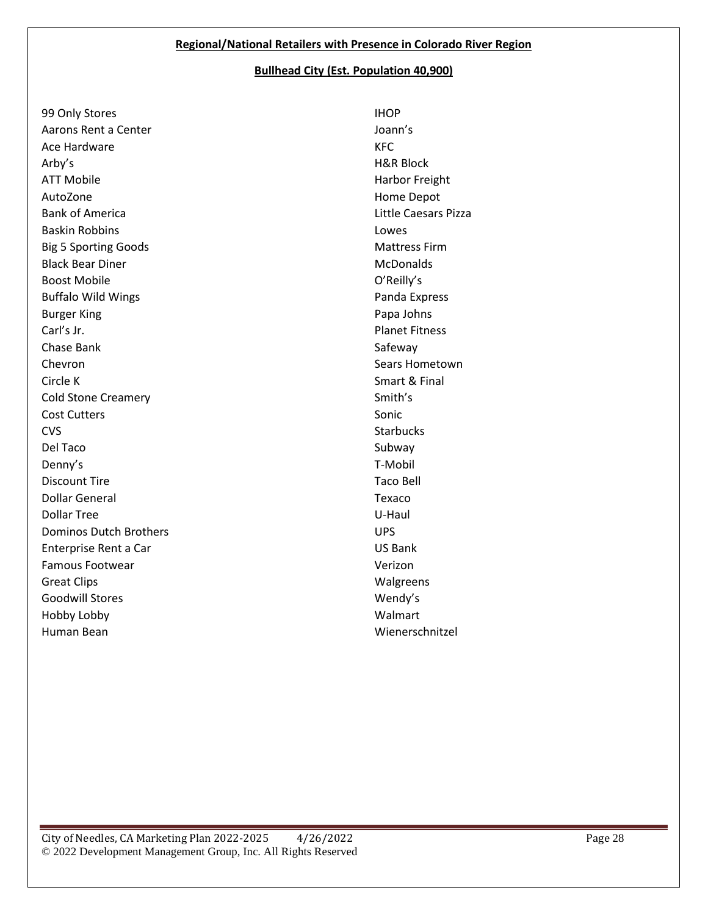**Regional/National Retailers with Presence in Colorado River Region**

**Bullhead City (Est. Population 40,900)**

99 Only Stores
Aarons Rent a Center
Ace Hardware
Arby's
ATT Mobile
AutoZone
Bank of America
Baskin Robbins
Big 5 Sporting Goods
Black Bear Diner
Boost Mobile
Buffalo Wild Wings
Burger King
Carl's Jr.
Chase Bank
Chevron
Circle K
Cold Stone Creamery
Cost Cutters
CVS
Del Taco
Denny's
Discount Tire
Dollar General
Dollar Tree
Dominos Dutch Brothers
Enterprise Rent a Car
Famous Footwear
Great Clips
Goodwill Stores
Hobby Lobby
Human Bean
IHOP
Joann's
KFC
H&R Block
Harbor Freight
Home Depot
Little Caesars Pizza
Lowes
Mattress Firm
McDonalds
O'Reilly's
Panda Express
Papa Johns
Planet Fitness
Safeway
Sears Hometown
Smart & Final
Smith's
Sonic
Starbucks
Subway
T-Mobil
Taco Bell
Texaco
U-Haul
UPS
US Bank
Verizon
Walgreens
Wendy's
Walmart
Wienerschnitzel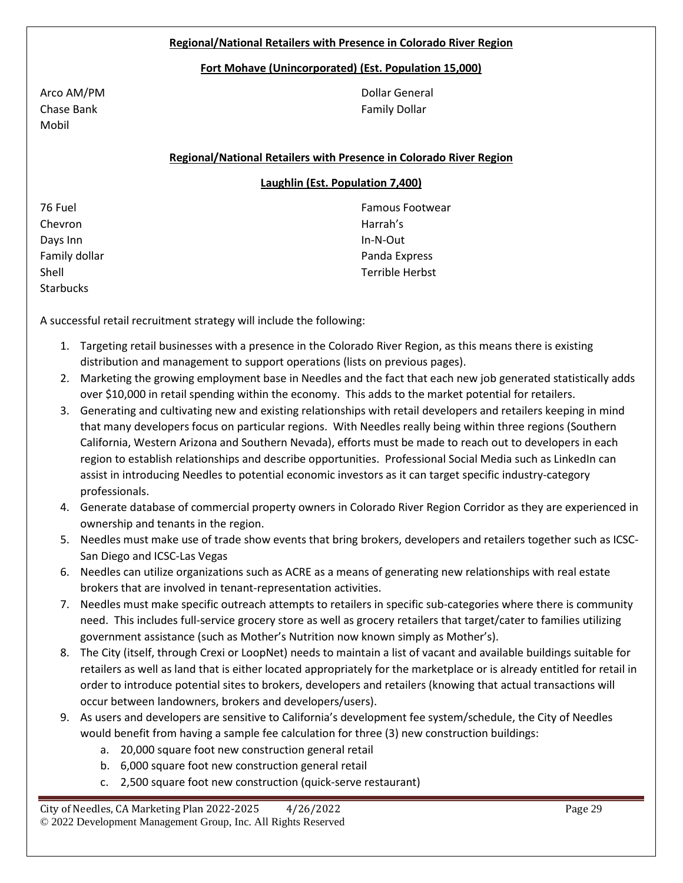**Regional/National Retailers with Presence in Colorado River Region**

**Fort Mohave (Unincorporated) (Est. Population 15,000)**

Arco AM/PM
Chase Bank
Mobil
Dollar General
Family Dollar

**Regional/National Retailers with Presence in Colorado River Region**

**Laughlin (Est. Population 7,400)**

76 Fuel
Chevron
Days Inn
Family dollar
Shell
Starbucks
Famous Footwear
Harrah's
In-N-Out
Panda Express
Terrible Herbst

A successful retail recruitment strategy will include the following:

1. Targeting retail businesses with a presence in the Colorado River Region, as this means there is existing distribution and management to support operations (lists on previous pages).
2. Marketing the growing employment base in Needles and the fact that each new job generated statistically adds over $10,000 in retail spending within the economy. This adds to the market potential for retailers.
3. Generating and cultivating new and existing relationships with retail developers and retailers keeping in mind that many developers focus on particular regions. With Needles really being within three regions (Southern California, Western Arizona and Southern Nevada), efforts must be made to reach out to developers in each region to establish relationships and describe opportunities. Professional Social Media such as LinkedIn can assist in introducing Needles to potential economic investors as it can target specific industry-category professionals.
4. Generate database of commercial property owners in Colorado River Region Corridor as they are experienced in ownership and tenants in the region.
5. Needles must make use of trade show events that bring brokers, developers and retailers together such as ICSC-San Diego and ICSC-Las Vegas
6. Needles can utilize organizations such as ACRE as a means of generating new relationships with real estate brokers that are involved in tenant-representation activities.
7. Needles must make specific outreach attempts to retailers in specific sub-categories where there is community need. This includes full-service grocery store as well as grocery retailers that target/cater to families utilizing government assistance (such as Mother's Nutrition now known simply as Mother's).
8. The City (itself, through Crexi or LoopNet) needs to maintain a list of vacant and available buildings suitable for retailers as well as land that is either located appropriately for the marketplace or is already entitled for retail in order to introduce potential sites to brokers, developers and retailers (knowing that actual transactions will occur between landowners, brokers and developers/users).
9. As users and developers are sensitive to California's development fee system/schedule, the City of Needles would benefit from having a sample fee calculation for three (3) new construction buildings:
   a. 20,000 square foot new construction general retail
   b. 6,000 square foot new construction general retail
   c. 2,500 square foot new construction (quick-serve restaurant)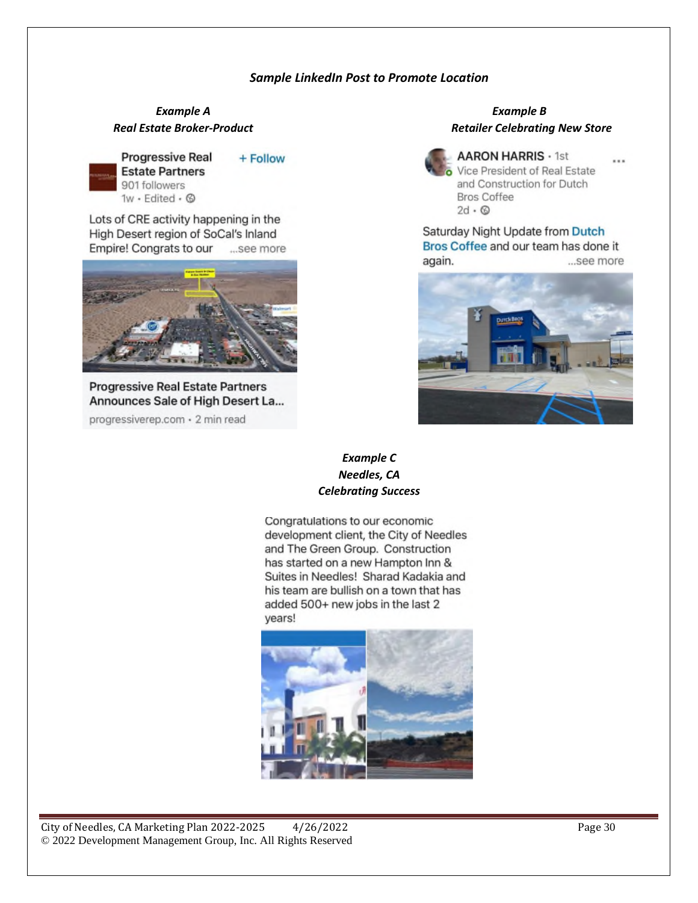### *Sample LinkedIn Post to Promote Location*

***Example A***
***Real Estate Broker-Product***

Progressive Real Estate Partners + Follow
901 followers
1w • Edited •

Lots of CRE activity happening in the High Desert region of SoCal's Inland Empire! Congrats to our ...see more

Progressive Real Estate Partners Announces Sale of High Desert La...
progressiverep.com • 2 min read

***Example B***
***Retailer Celebrating New Store***

AARON HARRIS • 1st
Vice President of Real Estate and Construction for Dutch Bros Coffee
2d •

Saturday Night Update from Dutch Bros Coffee and our team has done it again. ...see more

***Example C***
***Needles, CA***
***Celebrating Success***

Congratulations to our economic development client, the City of Needles and The Green Group. Construction has started on a new Hampton Inn & Suites in Needles! Sharad Kadakia and his team are bullish on a town that has added 500+ new jobs in the last 2 years!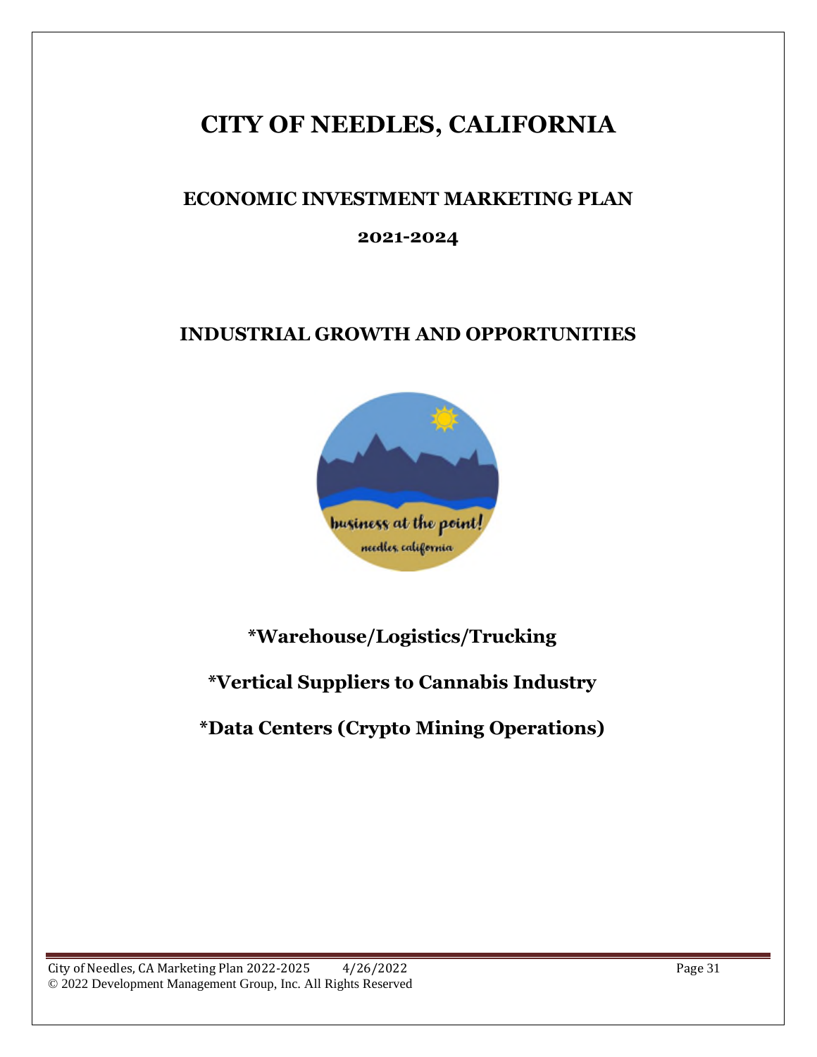# CITY OF NEEDLES, CALIFORNIA

## ECONOMIC INVESTMENT MARKETING PLAN

## 2021-2024

## INDUSTRIAL GROWTH AND OPPORTUNITIES

**\*Warehouse/Logistics/Trucking**

**\*Vertical Suppliers to Cannabis Industry**

**\*Data Centers (Crypto Mining Operations)**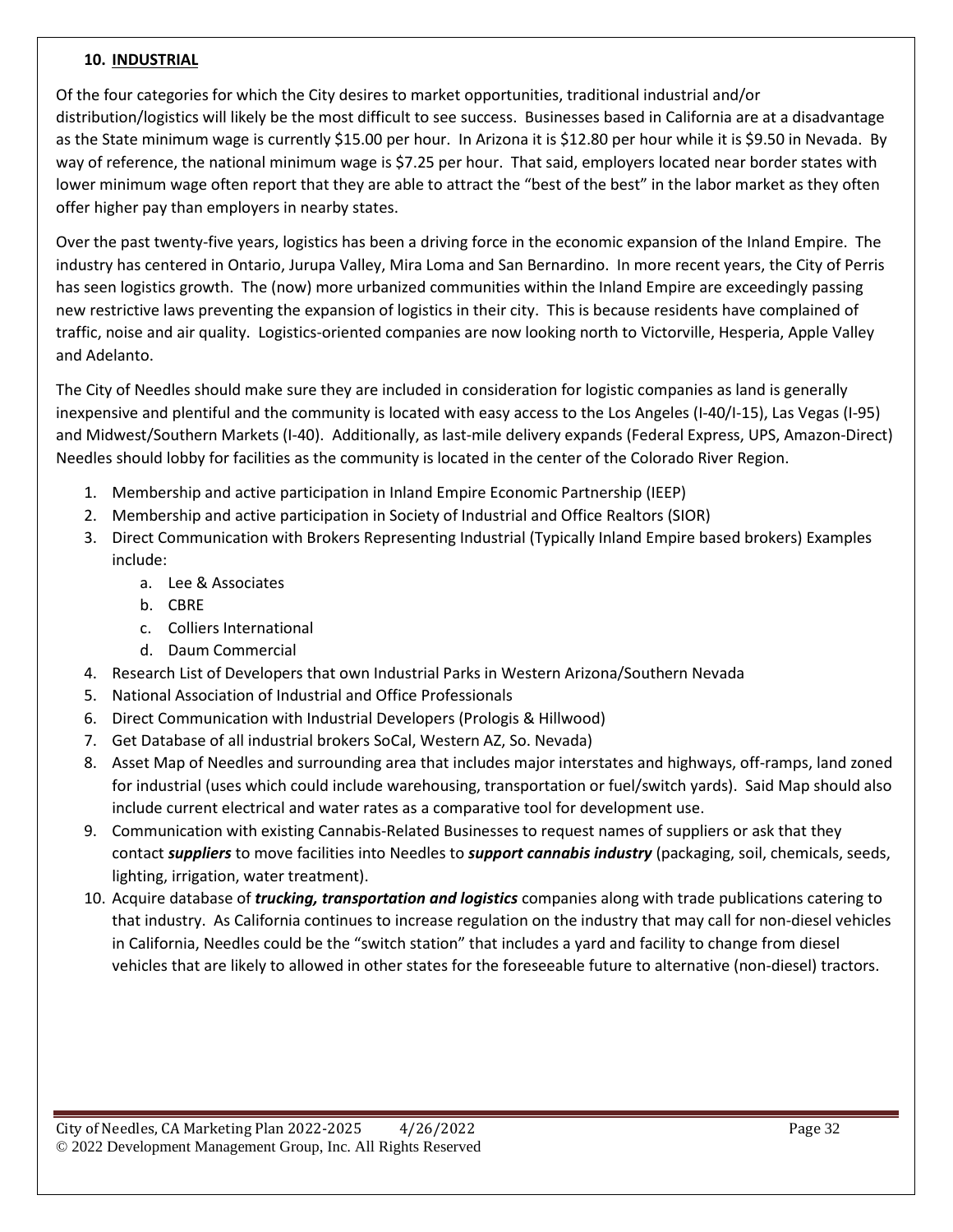## 10. INDUSTRIAL

Of the four categories for which the City desires to market opportunities, traditional industrial and/or distribution/logistics will likely be the most difficult to see success. Businesses based in California are at a disadvantage as the State minimum wage is currently $15.00 per hour. In Arizona it is $12.80 per hour while it is $9.50 in Nevada. By way of reference, the national minimum wage is $7.25 per hour. That said, employers located near border states with lower minimum wage often report that they are able to attract the "best of the best" in the labor market as they often offer higher pay than employers in nearby states.

Over the past twenty-five years, logistics has been a driving force in the economic expansion of the Inland Empire. The industry has centered in Ontario, Jurupa Valley, Mira Loma and San Bernardino. In more recent years, the City of Perris has seen logistics growth. The (now) more urbanized communities within the Inland Empire are exceedingly passing new restrictive laws preventing the expansion of logistics in their city. This is because residents have complained of traffic, noise and air quality. Logistics-oriented companies are now looking north to Victorville, Hesperia, Apple Valley and Adelanto.

The City of Needles should make sure they are included in consideration for logistic companies as land is generally inexpensive and plentiful and the community is located with easy access to the Los Angeles (I-40/I-15), Las Vegas (I-95) and Midwest/Southern Markets (I-40). Additionally, as last-mile delivery expands (Federal Express, UPS, Amazon-Direct) Needles should lobby for facilities as the community is located in the center of the Colorado River Region.

1. Membership and active participation in Inland Empire Economic Partnership (IEEP)
2. Membership and active participation in Society of Industrial and Office Realtors (SIOR)
3. Direct Communication with Brokers Representing Industrial (Typically Inland Empire based brokers) Examples include:
   a. Lee & Associates
   b. CBRE
   c. Colliers International
   d. Daum Commercial
4. Research List of Developers that own Industrial Parks in Western Arizona/Southern Nevada
5. National Association of Industrial and Office Professionals
6. Direct Communication with Industrial Developers (Prologis & Hillwood)
7. Get Database of all industrial brokers SoCal, Western AZ, So. Nevada)
8. Asset Map of Needles and surrounding area that includes major interstates and highways, off-ramps, land zoned for industrial (uses which could include warehousing, transportation or fuel/switch yards). Said Map should also include current electrical and water rates as a comparative tool for development use.
9. Communication with existing Cannabis-Related Businesses to request names of suppliers or ask that they contact ***suppliers*** to move facilities into Needles to ***support cannabis industry*** (packaging, soil, chemicals, seeds, lighting, irrigation, water treatment).
10. Acquire database of ***trucking, transportation and logistics*** companies along with trade publications catering to that industry. As California continues to increase regulation on the industry that may call for non-diesel vehicles in California, Needles could be the "switch station" that includes a yard and facility to change from diesel vehicles that are likely to allowed in other states for the foreseeable future to alternative (non-diesel) tractors.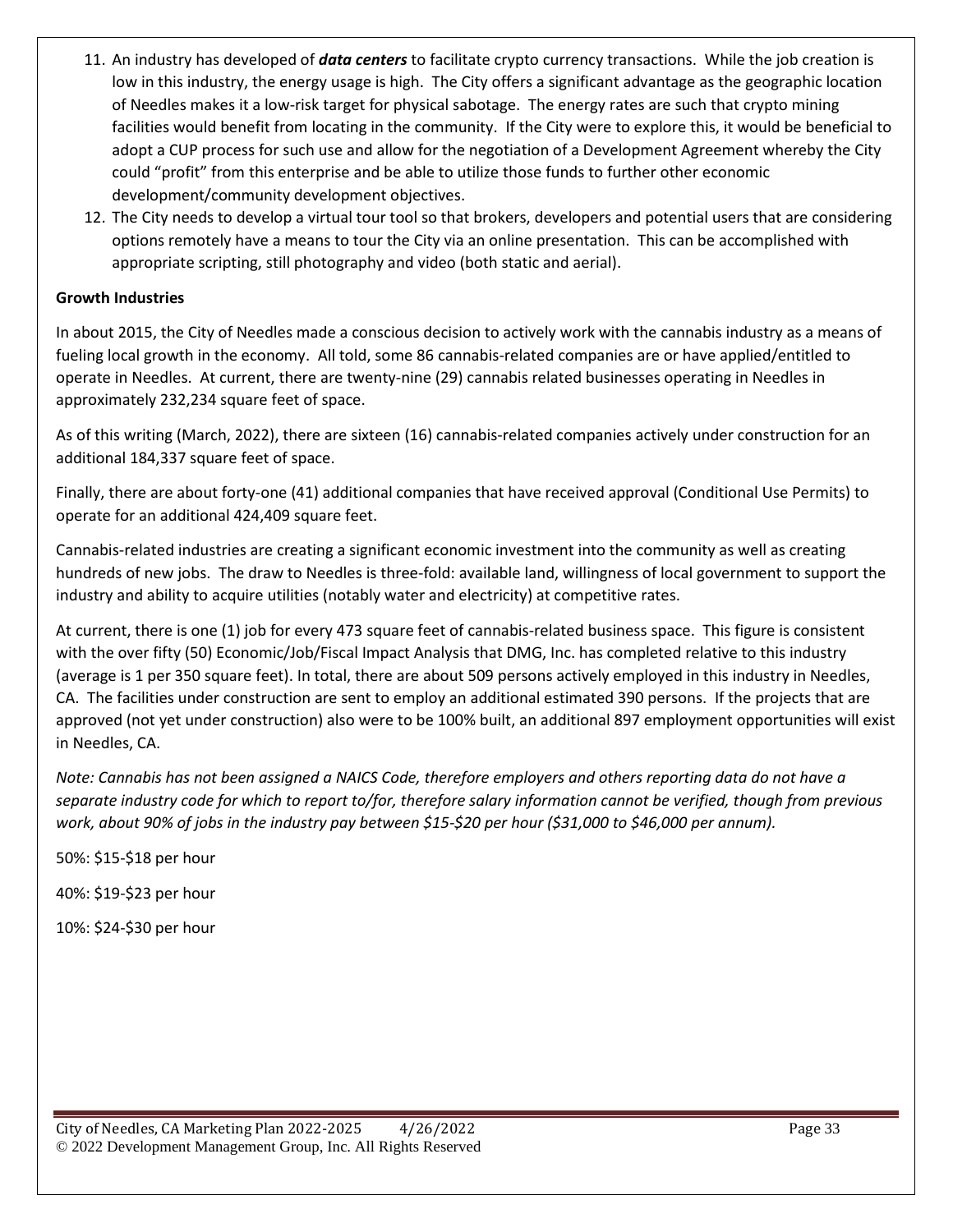11. An industry has developed of ***data centers*** to facilitate crypto currency transactions. While the job creation is low in this industry, the energy usage is high. The City offers a significant advantage as the geographic location of Needles makes it a low-risk target for physical sabotage. The energy rates are such that crypto mining facilities would benefit from locating in the community. If the City were to explore this, it would be beneficial to adopt a CUP process for such use and allow for the negotiation of a Development Agreement whereby the City could "profit" from this enterprise and be able to utilize those funds to further other economic development/community development objectives.
12. The City needs to develop a virtual tour tool so that brokers, developers and potential users that are considering options remotely have a means to tour the City via an online presentation. This can be accomplished with appropriate scripting, still photography and video (both static and aerial).

**Growth Industries**

In about 2015, the City of Needles made a conscious decision to actively work with the cannabis industry as a means of fueling local growth in the economy. All told, some 86 cannabis-related companies are or have applied/entitled to operate in Needles. At current, there are twenty-nine (29) cannabis related businesses operating in Needles in approximately 232,234 square feet of space.

As of this writing (March, 2022), there are sixteen (16) cannabis-related companies actively under construction for an additional 184,337 square feet of space.

Finally, there are about forty-one (41) additional companies that have received approval (Conditional Use Permits) to operate for an additional 424,409 square feet.

Cannabis-related industries are creating a significant economic investment into the community as well as creating hundreds of new jobs. The draw to Needles is three-fold: available land, willingness of local government to support the industry and ability to acquire utilities (notably water and electricity) at competitive rates.

At current, there is one (1) job for every 473 square feet of cannabis-related business space. This figure is consistent with the over fifty (50) Economic/Job/Fiscal Impact Analysis that DMG, Inc. has completed relative to this industry (average is 1 per 350 square feet). In total, there are about 509 persons actively employed in this industry in Needles, CA. The facilities under construction are sent to employ an additional estimated 390 persons. If the projects that are approved (not yet under construction) also were to be 100% built, an additional 897 employment opportunities will exist in Needles, CA.

*Note: Cannabis has not been assigned a NAICS Code, therefore employers and others reporting data do not have a separate industry code for which to report to/for, therefore salary information cannot be verified, though from previous work, about 90% of jobs in the industry pay between $15-$20 per hour ($31,000 to $46,000 per annum).*

50%: $15-$18 per hour

40%: $19-$23 per hour

10%: $24-$30 per hour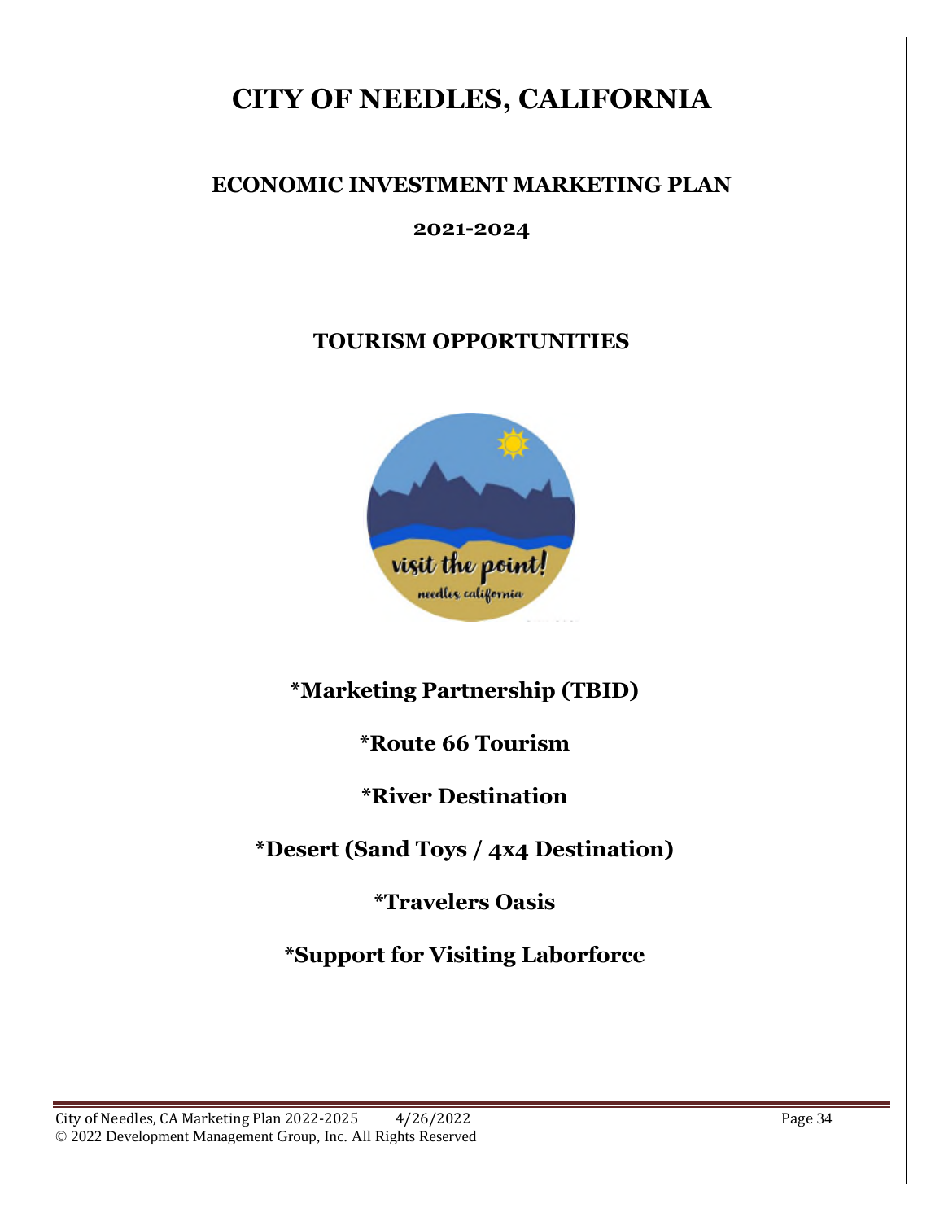# CITY OF NEEDLES, CALIFORNIA

## ECONOMIC INVESTMENT MARKETING PLAN

## 2021-2024

## TOURISM OPPORTUNITIES

**\*Marketing Partnership (TBID)**

**\*Route 66 Tourism**

**\*River Destination**

**\*Desert (Sand Toys / 4x4 Destination)**

**\*Travelers Oasis**

**\*Support for Visiting Laborforce**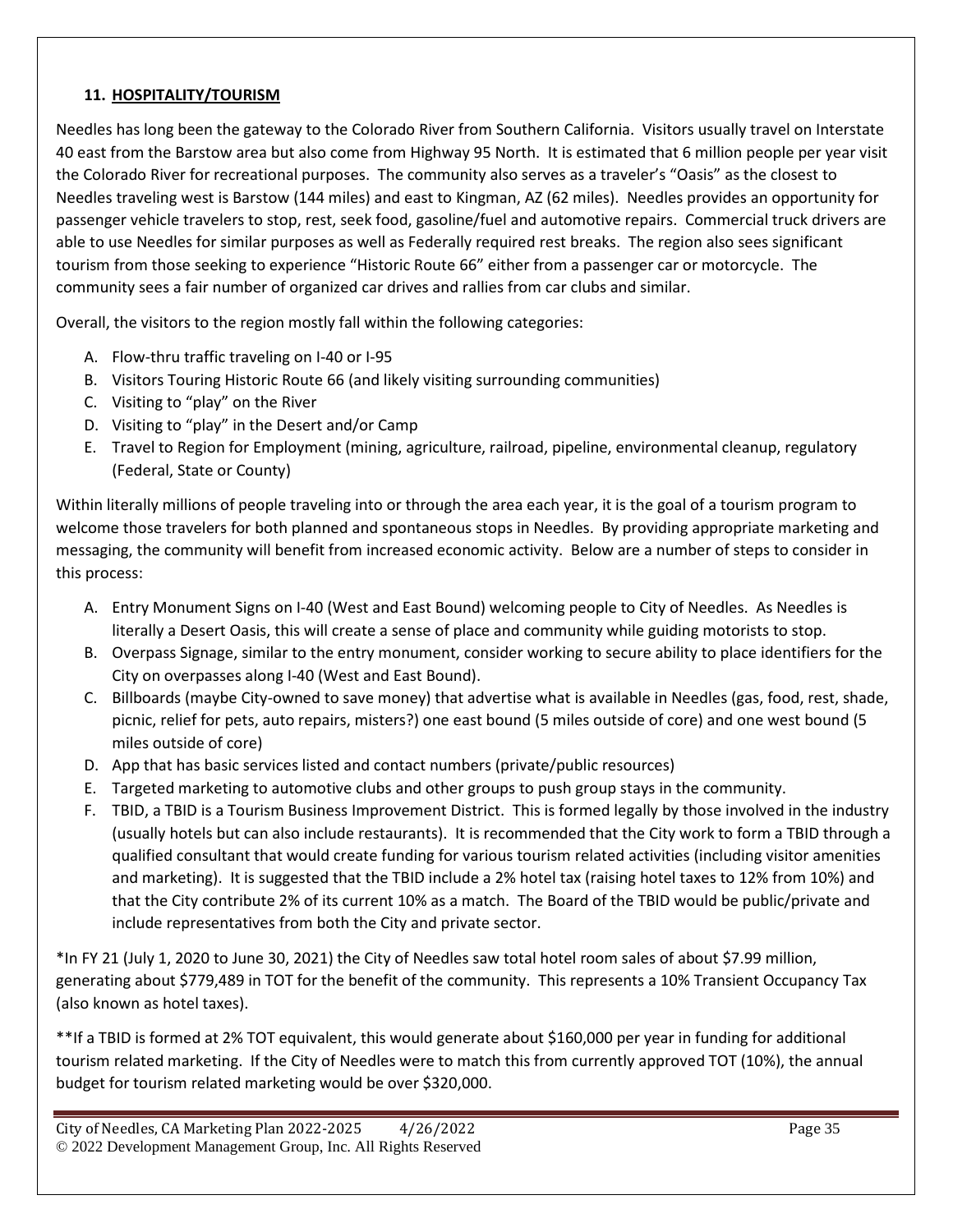## 11. **HOSPITALITY/TOURISM**

Needles has long been the gateway to the Colorado River from Southern California. Visitors usually travel on Interstate 40 east from the Barstow area but also come from Highway 95 North. It is estimated that 6 million people per year visit the Colorado River for recreational purposes. The community also serves as a traveler's "Oasis" as the closest to Needles traveling west is Barstow (144 miles) and east to Kingman, AZ (62 miles). Needles provides an opportunity for passenger vehicle travelers to stop, rest, seek food, gasoline/fuel and automotive repairs. Commercial truck drivers are able to use Needles for similar purposes as well as Federally required rest breaks. The region also sees significant tourism from those seeking to experience "Historic Route 66" either from a passenger car or motorcycle. The community sees a fair number of organized car drives and rallies from car clubs and similar.

Overall, the visitors to the region mostly fall within the following categories:

A. Flow-thru traffic traveling on I-40 or I-95
B. Visitors Touring Historic Route 66 (and likely visiting surrounding communities)
C. Visiting to "play" on the River
D. Visiting to "play" in the Desert and/or Camp
E. Travel to Region for Employment (mining, agriculture, railroad, pipeline, environmental cleanup, regulatory (Federal, State or County)

Within literally millions of people traveling into or through the area each year, it is the goal of a tourism program to welcome those travelers for both planned and spontaneous stops in Needles. By providing appropriate marketing and messaging, the community will benefit from increased economic activity. Below are a number of steps to consider in this process:

A. Entry Monument Signs on I-40 (West and East Bound) welcoming people to City of Needles. As Needles is literally a Desert Oasis, this will create a sense of place and community while guiding motorists to stop.
B. Overpass Signage, similar to the entry monument, consider working to secure ability to place identifiers for the City on overpasses along I-40 (West and East Bound).
C. Billboards (maybe City-owned to save money) that advertise what is available in Needles (gas, food, rest, shade, picnic, relief for pets, auto repairs, misters?) one east bound (5 miles outside of core) and one west bound (5 miles outside of core)
D. App that has basic services listed and contact numbers (private/public resources)
E. Targeted marketing to automotive clubs and other groups to push group stays in the community.
F. TBID, a TBID is a Tourism Business Improvement District. This is formed legally by those involved in the industry (usually hotels but can also include restaurants). It is recommended that the City work to form a TBID through a qualified consultant that would create funding for various tourism related activities (including visitor amenities and marketing). It is suggested that the TBID include a 2% hotel tax (raising hotel taxes to 12% from 10%) and that the City contribute 2% of its current 10% as a match. The Board of the TBID would be public/private and include representatives from both the City and private sector.

*In FY 21 (July 1, 2020 to June 30, 2021) the City of Needles saw total hotel room sales of about $7.99 million, generating about $779,489 in TOT for the benefit of the community. This represents a 10% Transient Occupancy Tax (also known as hotel taxes).

**If a TBID is formed at 2% TOT equivalent, this would generate about $160,000 per year in funding for additional tourism related marketing. If the City of Needles were to match this from currently approved TOT (10%), the annual budget for tourism related marketing would be over $320,000.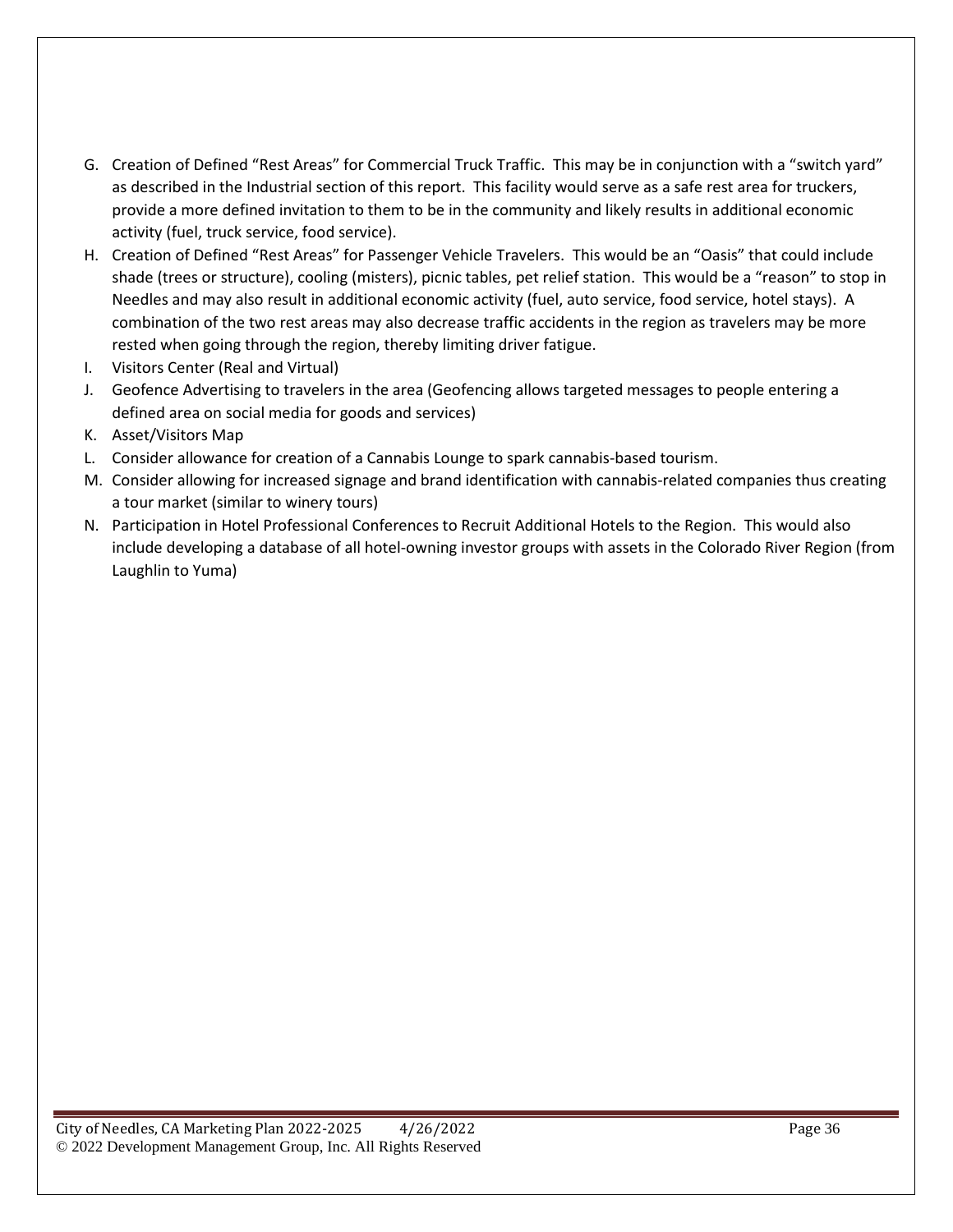G. Creation of Defined "Rest Areas" for Commercial Truck Traffic. This may be in conjunction with a "switch yard" as described in the Industrial section of this report. This facility would serve as a safe rest area for truckers, provide a more defined invitation to them to be in the community and likely results in additional economic activity (fuel, truck service, food service).
H. Creation of Defined "Rest Areas" for Passenger Vehicle Travelers. This would be an "Oasis" that could include shade (trees or structure), cooling (misters), picnic tables, pet relief station. This would be a "reason" to stop in Needles and may also result in additional economic activity (fuel, auto service, food service, hotel stays). A combination of the two rest areas may also decrease traffic accidents in the region as travelers may be more rested when going through the region, thereby limiting driver fatigue.
I. Visitors Center (Real and Virtual)
J. Geofence Advertising to travelers in the area (Geofencing allows targeted messages to people entering a defined area on social media for goods and services)
K. Asset/Visitors Map
L. Consider allowance for creation of a Cannabis Lounge to spark cannabis-based tourism.
M. Consider allowing for increased signage and brand identification with cannabis-related companies thus creating a tour market (similar to winery tours)
N. Participation in Hotel Professional Conferences to Recruit Additional Hotels to the Region. This would also include developing a database of all hotel-owning investor groups with assets in the Colorado River Region (from Laughlin to Yuma)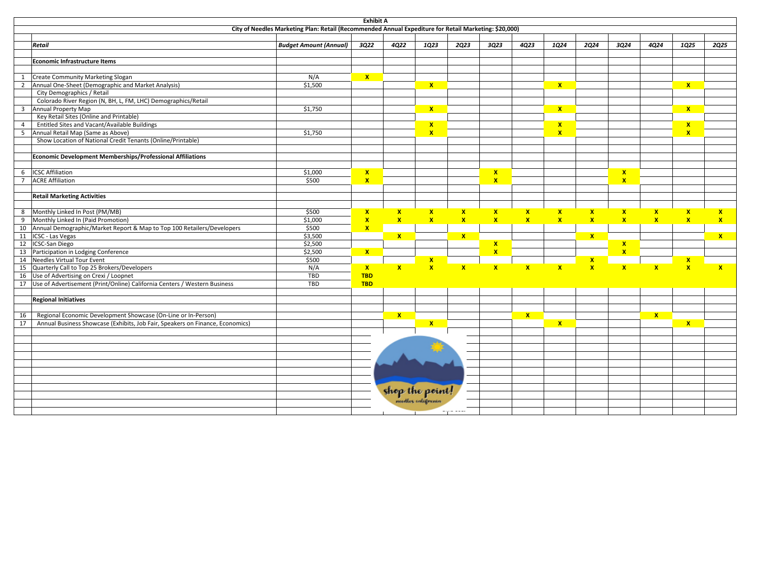**Exhibit A**

**City of Needles Marketing Plan: Retail (Recommended Annual Expediture for Retail Marketing: $20,000)**

| | *Retail* | *Budget Amount (Annual)* | *3Q22* | *4Q22* | *1Q23* | *2Q23* | *3Q23* | *4Q23* | *1Q24* | *2Q24* | *3Q24* | *4Q24* | *1Q25* | *2Q25* |
|---|---|---|---|---|---|---|---|---|---|---|---|---|---|---|
| | **Economic Infrastructure Items** | | | | | | | | | | | | | |
| 1 | Create Community Marketing Slogan | N/A | X | | | | | | | | | | | |
| 2 | Annual One-Sheet (Demographic and Market Analysis) | $1,500 | | | X | | | | X | | | | X | |
| | City Demographics / Retail | | | | | | | | | | | | | |
| | Colorado River Region (N, BH, L, FM, LHC) Demographics/Retail | | | | | | | | | | | | | |
| 3 | Annual Property Map | $1,750 | | | X | | | | X | | | | X | |
| | Key Retail Sites (Online and Printable) | | | | | | | | | | | | | |
| 4 | Entitled Sites and Vacant/Available Buildings | | | | X | | | | X | | | | X | |
| 5 | Annual Retail Map (Same as Above) | $1,750 | | | X | | | | X | | | | X | |
| | Show Location of National Credit Tenants (Online/Printable) | | | | | | | | | | | | | |
| | **Economic Development Memberships/Professional Affiliations** | | | | | | | | | | | | | |
| 6 | ICSC Affiliation | $1,000 | X | | | | X | | | | X | | | |
| 7 | ACRE Affiliation | $500 | X | | | | X | | | | X | | | |
| | **Retail Marketing Activities** | | | | | | | | | | | | | |
| 8 | Monthly Linked In Post (PM/MB) | $500 | X | X | X | X | X | X | X | X | X | X | X | X |
| 9 | Monthly Linked In (Paid Promotion) | $1,000 | X | X | X | X | X | X | X | X | X | X | X | X |
| 10 | Annual Demographic/Market Report & Map to Top 100 Retailers/Developers | $500 | X | | | | | | | | | | | |
| 11 | ICSC - Las Vegas | $3,500 | | X | | X | | | | X | | | | X |
| 12 | ICSC-San Diego | $2,500 | | | | | X | | | | X | | | |
| 13 | Participation in Lodging Conference | $2,500 | X | | | | X | | | | X | | | |
| 14 | Needles Virtual Tour Event | $500 | | | X | | | | | X | | | X | |
| 15 | Quarterly Call to Top 25 Brokers/Developers | N/A | X | X | X | X | X | X | X | X | X | X | X | X |
| 16 | Use of Advertising on Crexi / Loopnet | TBD | TBD | | | | | | | | | | | |
| 17 | Use of Advertisement (Print/Online) California Centers / Western Business | TBD | TBD | | | | | | | | | | | |
| | **Regional Initiatives** | | | | | | | | | | | | | |
| 16 | Regional Economic Development Showcase (On-Line or In-Person) | | | X | | | | X | | | | X | | |
| 17 | Annual Business Showcase (Exhibits, Job Fair, Speakers on Finance, Economics) | | | | X | | | | X | | | | X | |

shop the point! needles california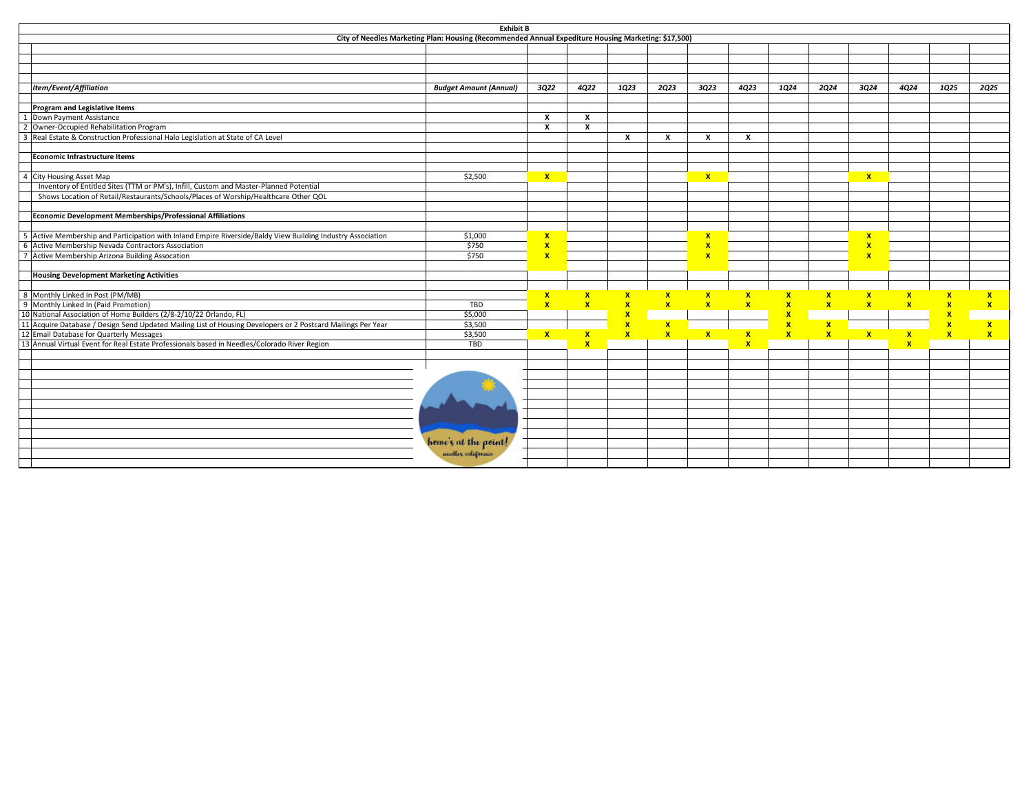**Exhibit B**

**City of Needles Marketing Plan: Housing (Recommended Annual Expediture Housing Marketing: $17,500)**

| | *Item/Event/Affiliation* | *Budget Amount (Annual)* | *3Q22* | *4Q22* | *1Q23* | *2Q23* | *3Q23* | *4Q23* | *1Q24* | *2Q24* | *3Q24* | *4Q24* | *1Q25* | *2Q25* |
|---|---|---|---|---|---|---|---|---|---|---|---|---|---|---|
| | **Program and Legislative Items** | | | | | | | | | | | | | |
| 1 | Down Payment Assistance | | X | X | | | | | | | | | | |
| 2 | Owner-Occupied Rehabilitation Program | | X | X | | | | | | | | | | |
| 3 | Real Estate & Construction Professional Halo Legislation at State of CA Level | | | | X | X | X | X | | | | | | |
| | **Economic Infrastructure Items** | | | | | | | | | | | | | |
| 4 | City Housing Asset Map | $2,500 | X | | | | X | | | | X | | | |
| | Inventory of Entitled Sites (TTM or PM's), Infill, Custom and Master-Planned Potential | | | | | | | | | | | | | |
| | Shows Location of Retail/Restaurants/Schools/Places of Worship/Healthcare Other QOL | | | | | | | | | | | | | |
| | **Economic Development Memberships/Professional Affiliations** | | | | | | | | | | | | | |
| 5 | Active Membership and Participation with Inland Empire Riverside/Baldy View Building Industry Association | $1,000 | X | | | | X | | | | X | | | |
| 6 | Active Membership Nevada Contractors Association | $750 | X | | | | X | | | | X | | | |
| 7 | Active Membership Arizona Building Assocation | $750 | X | | | | X | | | | X | | | |
| | **Housing Development Marketing Activities** | | | | | | | | | | | | | |
| 8 | Monthly Linked In Post (PM/MB) | | X | X | X | X | X | X | X | X | X | X | X | X |
| 9 | Monthly Linked In (Paid Promotion) | TBD | X | X | X | X | X | X | X | X | X | X | X | X |
| 10 | National Association of Home Builders (2/8-2/10/22 Orlando, FL) | $5,000 | | | X | | | | X | | | | X | |
| 11 | Acquire Database / Design Send Updated Mailing List of Housing Developers or 2 Postcard Mailings Per Year | $3,500 | | | X | X | | | X | X | | | X | X |
| 12 | Email Database for Quarterly Messages | $3,500 | X | X | X | X | X | X | X | X | X | X | X | X |
| 13 | Annual Virtual Event for Real Estate Professionals based in Needles/Colorado River Region | TBD | | X | | | | X | | | | X | | |

home's at the point!
needles, california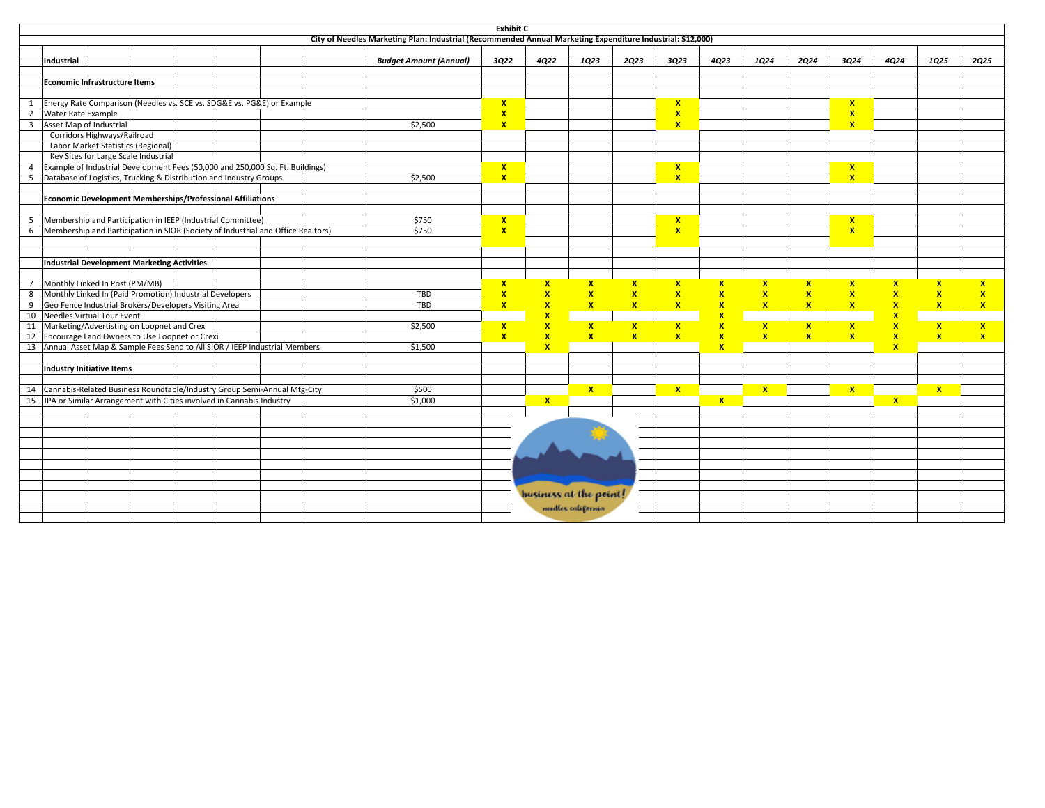**Exhibit C**

**City of Needles Marketing Plan: Industrial (Recommended Annual Marketing Expenditure Industrial: $12,000)**

| | Industrial | Budget Amount (Annual) | 3Q22 | 4Q22 | 1Q23 | 2Q23 | 3Q23 | 4Q23 | 1Q24 | 2Q24 | 3Q24 | 4Q24 | 1Q25 | 2Q25 |
|---|---|---|---|---|---|---|---|---|---|---|---|---|---|---|
| | **Economic Infrastructure Items** | | | | | | | | | | | | | |
| 1 | Energy Rate Comparison (Needles vs. SCE vs. SDG&E vs. PG&E) or Example | | X | | | | X | | | | X | | | |
| 2 | Water Rate Example | | X | | | | X | | | | X | | | |
| 3 | Asset Map of Industrial | $2,500 | X | | | | X | | | | X | | | |
| | Corridors Highways/Railroad | | | | | | | | | | | | | |
| | Labor Market Statistics (Regional) | | | | | | | | | | | | | |
| | Key Sites for Large Scale Industrial | | | | | | | | | | | | | |
| 4 | Example of Industrial Development Fees (50,000 and 250,000 Sq. Ft. Buildings) | | X | | | | X | | | | X | | | |
| 5 | Database of Logistics, Trucking & Distribution and Industry Groups | $2,500 | X | | | | X | | | | X | | | |
| | **Economic Development Memberships/Professional Affiliations** | | | | | | | | | | | | | |
| 5 | Membership and Participation in IEEP (Industrial Committee) | $750 | X | | | | X | | | | X | | | |
| 6 | Membership and Participation in SIOR (Society of Industrial and Office Realtors) | $750 | X | | | | X | | | | X | | | |
| | **Industrial Development Marketing Activities** | | | | | | | | | | | | | |
| 7 | Monthly Linked In Post (PM/MB) | | X | X | X | X | X | X | X | X | X | X | X | X |
| 8 | Monthly Linked In (Paid Promotion) Industrial Developers | TBD | X | X | X | X | X | X | X | X | X | X | X | X |
| 9 | Geo Fence Industrial Brokers/Developers Visiting Area | TBD | X | X | X | X | X | X | X | X | X | X | X | X |
| 10 | Needles Virtual Tour Event | | | X | | | | X | | | | X | | |
| 11 | Marketing/Advertisting on Loopnet and Crexi | $2,500 | X | X | X | X | X | X | X | X | X | X | X | X |
| 12 | Encourage Land Owners to Use Loopnet or Crexi | | X | X | X | X | X | X | X | X | X | X | X | X |
| 13 | Annual Asset Map & Sample Fees Send to All SIOR / IEEP Industrial Members | $1,500 | | X | | | | X | | | | X | | |
| | **Industry Initiative Items** | | | | | | | | | | | | | |
| 14 | Cannabis-Related Business Roundtable/Industry Group Semi-Annual Mtg-City | $500 | | | X | | X | | X | | X | | X | |
| 15 | JPA or Similar Arrangement with Cities involved in Cannabis Industry | $1,000 | | X | | | | X | | | | X | | |

business at the point!
needles california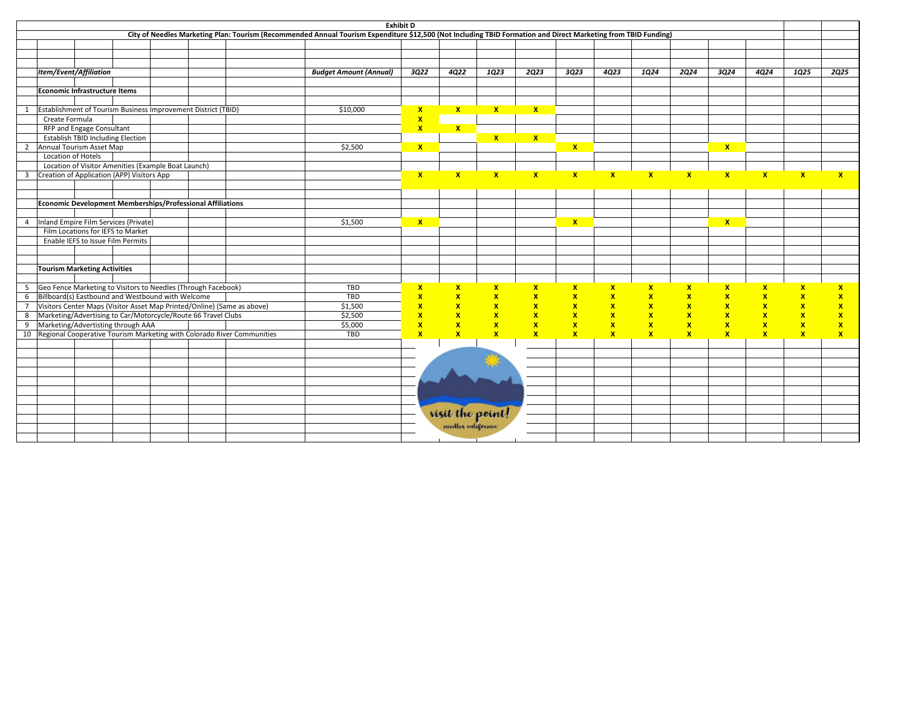**Exhibit D**

**City of Needles Marketing Plan: Tourism (Recommended Annual Tourism Expenditure $12,500 (Not Including TBID Formation and Direct Marketing from TBID Funding)**

| | *Item/Event/Affiliation* | *Budget Amount (Annual)* | *3Q22* | *4Q22* | *1Q23* | *2Q23* | *3Q23* | *4Q23* | *1Q24* | *2Q24* | *3Q24* | *4Q24* | *1Q25* | *2Q25* |
|---|---|---|---|---|---|---|---|---|---|---|---|---|---|---|
| | **Economic Infrastructure Items** | | | | | | | | | | | | | |
| 1 | Establishment of Tourism Business Improvement District (TBID) | $10,000 | X | X | X | X | | | | | | | | |
| | Create Formula | | X | | | | | | | | | | | |
| | RFP and Engage Consultant | | X | X | | | | | | | | | | |
| | Establish TBID Including Election | | | | X | X | | | | | | | | |
| 2 | Annual Tourism Asset Map | $2,500 | X | | | | X | | | | X | | | |
| | Location of Hotels | | | | | | | | | | | | | |
| | Location of Visitor Amenities (Example Boat Launch) | | | | | | | | | | | | | |
| 3 | Creation of Application (APP) Visitors App | | X | X | X | X | X | X | X | X | X | X | X | X |
| | **Economic Development Memberships/Professional Affiliations** | | | | | | | | | | | | | |
| 4 | Inland Empire Film Services (Private) | $1,500 | X | | | | X | | | | X | | | |
| | Film Locations for IEFS to Market | | | | | | | | | | | | | |
| | Enable IEFS to Issue Film Permits | | | | | | | | | | | | | |
| | **Tourism Marketing Activities** | | | | | | | | | | | | | |
| 5 | Geo Fence Marketing to Visitors to Needles (Through Facebook) | TBD | X | X | X | X | X | X | X | X | X | X | X | X |
| 6 | Billboard(s) Eastbound and Westbound with Welcome | TBD | X | X | X | X | X | X | X | X | X | X | X | X |
| 7 | Visitors Center Maps (Visitor Asset Map Printed/Online) (Same as above) | $1,500 | X | X | X | X | X | X | X | X | X | X | X | X |
| 8 | Marketing/Advertising to Car/Motorcycle/Route 66 Travel Clubs | $2,500 | X | X | X | X | X | X | X | X | X | X | X | X |
| 9 | Marketing/Advertising through AAA | $5,000 | X | X | X | X | X | X | X | X | X | X | X | X |
| 10 | Regional Cooperative Tourism Marketing with Colorado River Communities | TBD | X | X | X | X | X | X | X | X | X | X | X | X |

visit the point!
needles california